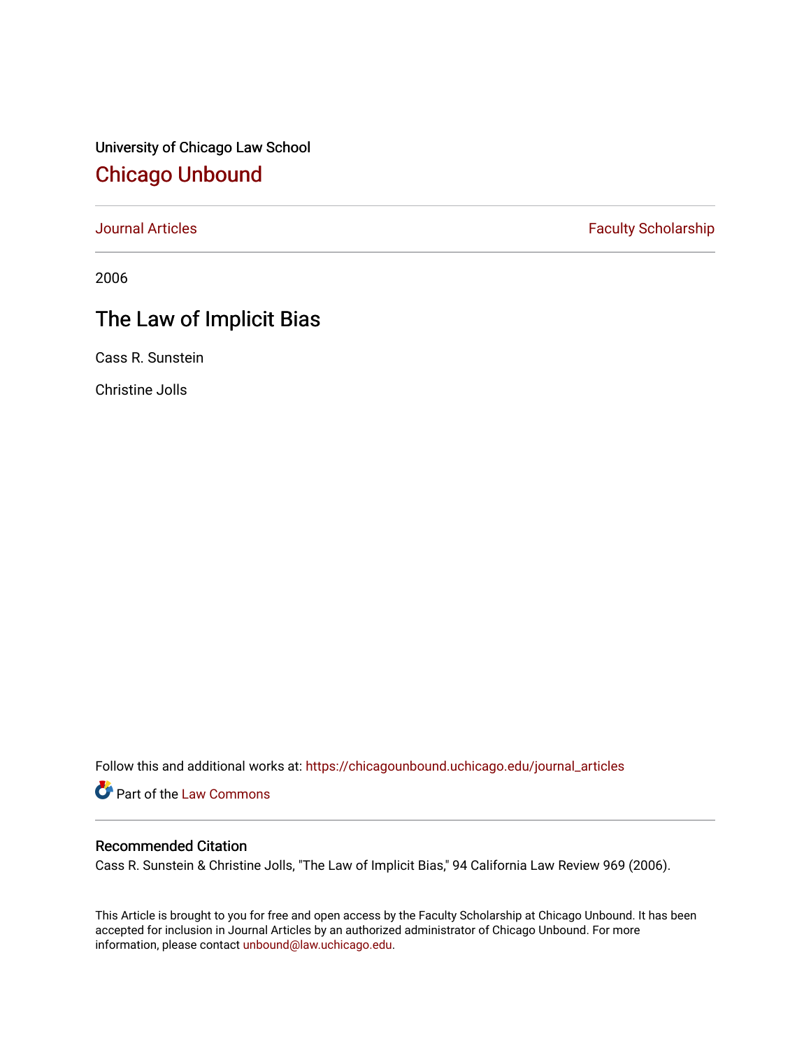University of Chicago Law School

# Chicago Unbound

Journal Articles | Faculty Scholarship

2006

## The Law of Implicit Bias

Cass R. Sunstein

Christine Jolls

Follow this and additional works at: https://chicagounbound.uchicago.edu/journal_articles

Part of the Law Commons

### Recommended Citation

Cass R. Sunstein & Christine Jolls, "The Law of Implicit Bias," 94 California Law Review 969 (2006).

This Article is brought to you for free and open access by the Faculty Scholarship at Chicago Unbound. It has been accepted for inclusion in Journal Articles by an authorized administrator of Chicago Unbound. For more information, please contact unbound@law.uchicago.edu.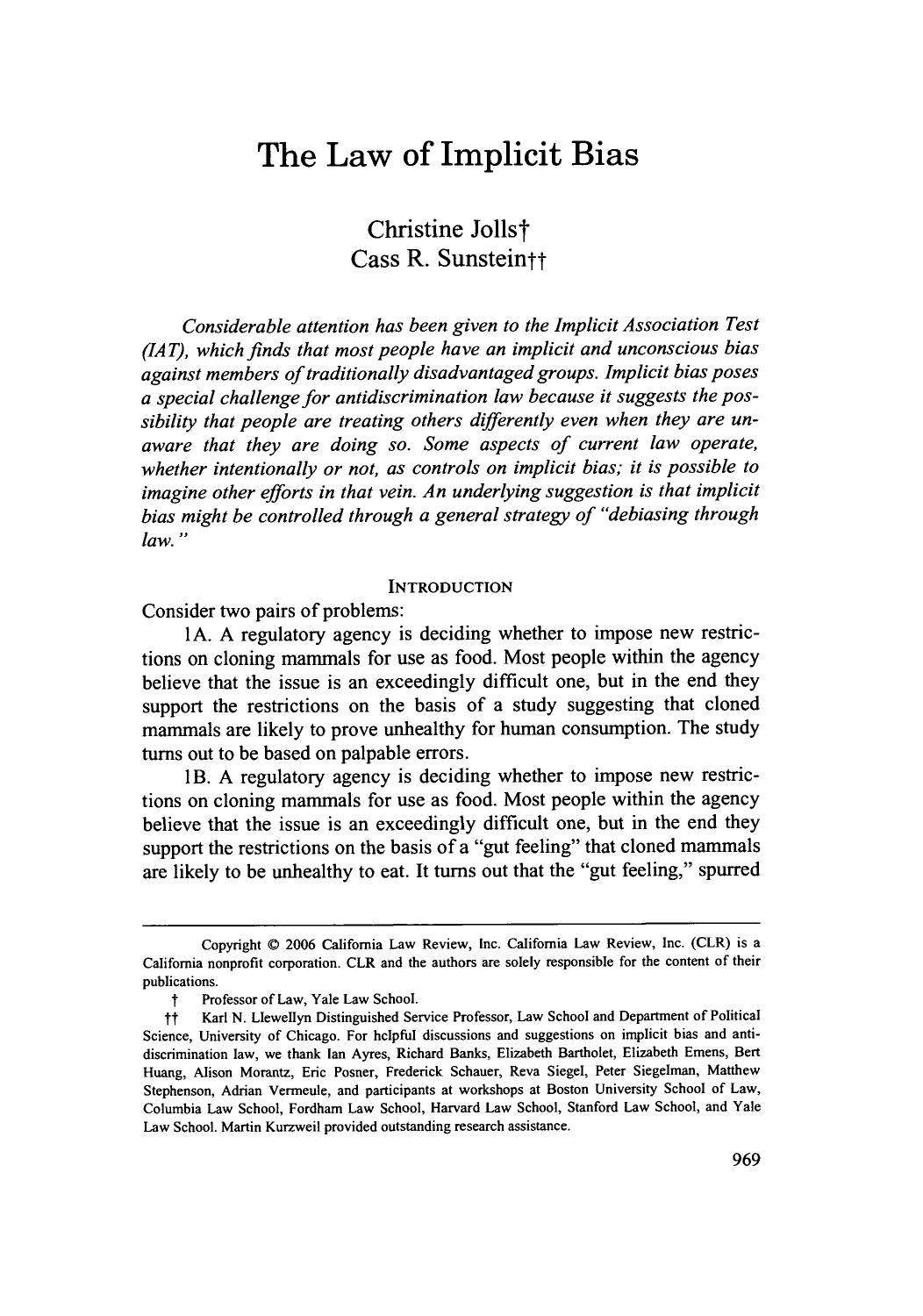# The Law of Implicit Bias

## Christine Jolls†  
## Cass R. Sunstein††

*Considerable attention has been given to the Implicit Association Test (IAT), which finds that most people have an implicit and unconscious bias against members of traditionally disadvantaged groups. Implicit bias poses a special challenge for antidiscrimination law because it suggests the possibility that people are treating others differently even when they are unaware that they are doing so. Some aspects of current law operate, whether intentionally or not, as controls on implicit bias; it is possible to imagine other efforts in that vein. An underlying suggestion is that implicit bias might be controlled through a general strategy of "debiasing through law."*

### INTRODUCTION

Consider two pairs of problems:

1A. A regulatory agency is deciding whether to impose new restrictions on cloning mammals for use as food. Most people within the agency believe that the issue is an exceedingly difficult one, but in the end they support the restrictions on the basis of a study suggesting that cloned mammals are likely to prove unhealthy for human consumption. The study turns out to be based on palpable errors.

1B. A regulatory agency is deciding whether to impose new restrictions on cloning mammals for use as food. Most people within the agency believe that the issue is an exceedingly difficult one, but in the end they support the restrictions on the basis of a "gut feeling" that cloned mammals are likely to be unhealthy to eat. It turns out that the "gut feeling," spurred

---

Copyright © 2006 California Law Review, Inc. California Law Review, Inc. (CLR) is a California nonprofit corporation. CLR and the authors are solely responsible for the content of their publications.

† Professor of Law, Yale Law School.

†† Karl N. Llewellyn Distinguished Service Professor, Law School and Department of Political Science, University of Chicago. For helpful discussions and suggestions on implicit bias and antidiscrimination law, we thank Ian Ayres, Richard Banks, Elizabeth Bartholet, Elizabeth Emens, Bert Huang, Alison Morantz, Eric Posner, Frederick Schauer, Reva Siegel, Peter Siegelman, Matthew Stephenson, Adrian Vermeule, and participants at workshops at Boston University School of Law, Columbia Law School, Fordham Law School, Harvard Law School, Stanford Law School, and Yale Law School. Martin Kurzweil provided outstanding research assistance.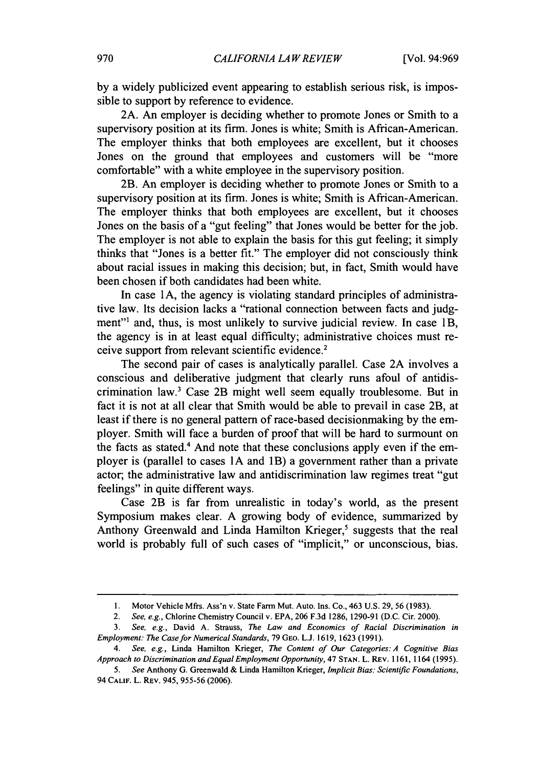by a widely publicized event appearing to establish serious risk, is impossible to support by reference to evidence.

2A. An employer is deciding whether to promote Jones or Smith to a supervisory position at its firm. Jones is white; Smith is African-American. The employer thinks that both employees are excellent, but it chooses Jones on the ground that employees and customers will be "more comfortable" with a white employee in the supervisory position.

2B. An employer is deciding whether to promote Jones or Smith to a supervisory position at its firm. Jones is white; Smith is African-American. The employer thinks that both employees are excellent, but it chooses Jones on the basis of a "gut feeling" that Jones would be better for the job. The employer is not able to explain the basis for this gut feeling; it simply thinks that "Jones is a better fit." The employer did not consciously think about racial issues in making this decision; but, in fact, Smith would have been chosen if both candidates had been white.

In case 1A, the agency is violating standard principles of administrative law. Its decision lacks a "rational connection between facts and judgment"[1] and, thus, is most unlikely to survive judicial review. In case 1B, the agency is in at least equal difficulty; administrative choices must receive support from relevant scientific evidence.[2]

The second pair of cases is analytically parallel. Case 2A involves a conscious and deliberative judgment that clearly runs afoul of antidiscrimination law.[3] Case 2B might well seem equally troublesome. But in fact it is not at all clear that Smith would be able to prevail in case 2B, at least if there is no general pattern of race-based decisionmaking by the employer. Smith will face a burden of proof that will be hard to surmount on the facts as stated.[4] And note that these conclusions apply even if the employer is (parallel to cases 1A and 1B) a government rather than a private actor; the administrative law and antidiscrimination law regimes treat "gut feelings" in quite different ways.

Case 2B is far from unrealistic in today's world, as the present Symposium makes clear. A growing body of evidence, summarized by Anthony Greenwald and Linda Hamilton Krieger,[5] suggests that the real world is probably full of such cases of "implicit," or unconscious, bias.

---

1. Motor Vehicle Mfrs. Ass'n v. State Farm Mut. Auto. Ins. Co., 463 U.S. 29, 56 (1983).

2. *See, e.g.*, Chlorine Chemistry Council v. EPA, 206 F.3d 1286, 1290-91 (D.C. Cir. 2000).

3. *See, e.g.*, David A. Strauss, *The Law and Economics of Racial Discrimination in Employment: The Case for Numerical Standards*, 79 GEO. L.J. 1619, 1623 (1991).

4. *See, e.g.*, Linda Hamilton Krieger, *The Content of Our Categories: A Cognitive Bias Approach to Discrimination and Equal Employment Opportunity*, 47 STAN. L. REV. 1161, 1164 (1995).

5. *See* Anthony G. Greenwald & Linda Hamilton Krieger, *Implicit Bias: Scientific Foundations*, 94 CALIF. L. REV. 945, 955-56 (2006).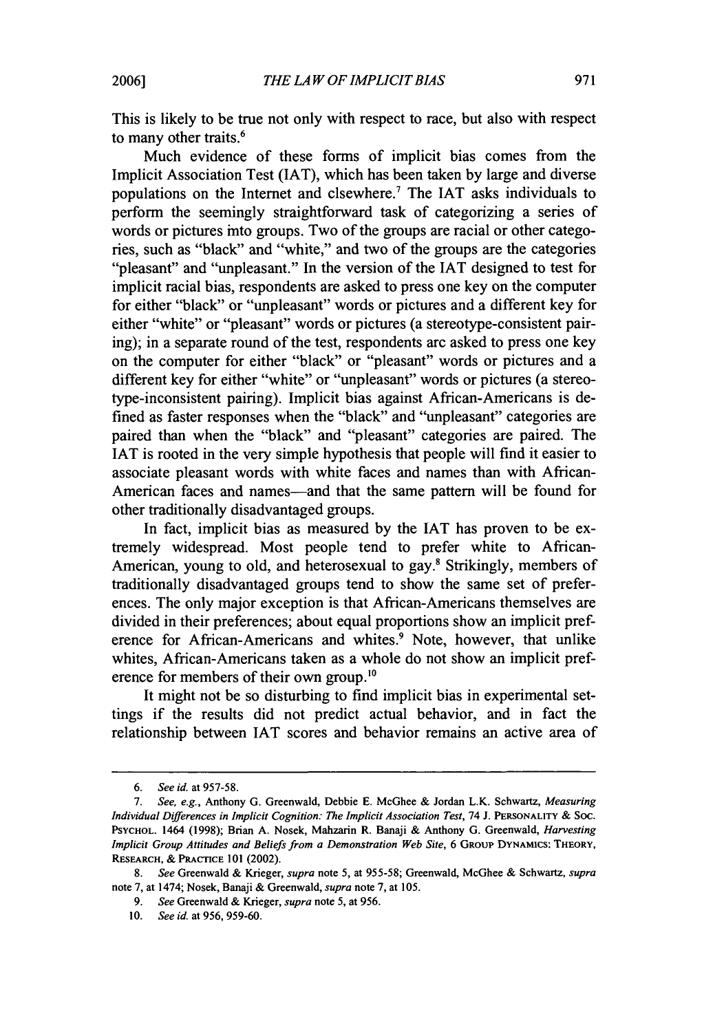This is likely to be true not only with respect to race, but also with respect to many other traits.[6]

Much evidence of these forms of implicit bias comes from the Implicit Association Test (IAT), which has been taken by large and diverse populations on the Internet and elsewhere.[7] The IAT asks individuals to perform the seemingly straightforward task of categorizing a series of words or pictures into groups. Two of the groups are racial or other categories, such as "black" and "white," and two of the groups are the categories "pleasant" and "unpleasant." In the version of the IAT designed to test for implicit racial bias, respondents are asked to press one key on the computer for either "black" or "unpleasant" words or pictures and a different key for either "white" or "pleasant" words or pictures (a stereotype-consistent pairing); in a separate round of the test, respondents are asked to press one key on the computer for either "black" or "pleasant" words or pictures and a different key for either "white" or "unpleasant" words or pictures (a stereotype-inconsistent pairing). Implicit bias against African-Americans is defined as faster responses when the "black" and "unpleasant" categories are paired than when the "black" and "pleasant" categories are paired. The IAT is rooted in the very simple hypothesis that people will find it easier to associate pleasant words with white faces and names than with African-American faces and names—and that the same pattern will be found for other traditionally disadvantaged groups.

In fact, implicit bias as measured by the IAT has proven to be extremely widespread. Most people tend to prefer white to African-American, young to old, and heterosexual to gay.[8] Strikingly, members of traditionally disadvantaged groups tend to show the same set of preferences. The only major exception is that African-Americans themselves are divided in their preferences; about equal proportions show an implicit preference for African-Americans and whites.[9] Note, however, that unlike whites, African-Americans taken as a whole do not show an implicit preference for members of their own group.[10]

It might not be so disturbing to find implicit bias in experimental settings if the results did not predict actual behavior, and in fact the relationship between IAT scores and behavior remains an active area of

---

6. *See id.* at 957-58.

7. *See, e.g.*, Anthony G. Greenwald, Debbie E. McGhee & Jordan L.K. Schwartz, *Measuring Individual Differences in Implicit Cognition: The Implicit Association Test*, 74 J. PERSONALITY & SOC. PSYCHOL. 1464 (1998); Brian A. Nosek, Mahzarin R. Banaji & Anthony G. Greenwald, *Harvesting Implicit Group Attitudes and Beliefs from a Demonstration Web Site*, 6 GROUP DYNAMICS: THEORY, RESEARCH, & PRACTICE 101 (2002).

8. *See* Greenwald & Krieger, *supra* note 5, at 955-58; Greenwald, McGhee & Schwartz, *supra* note 7, at 1474; Nosek, Banaji & Greenwald, *supra* note 7, at 105.

9. *See* Greenwald & Krieger, *supra* note 5, at 956.

10. *See id.* at 956, 959-60.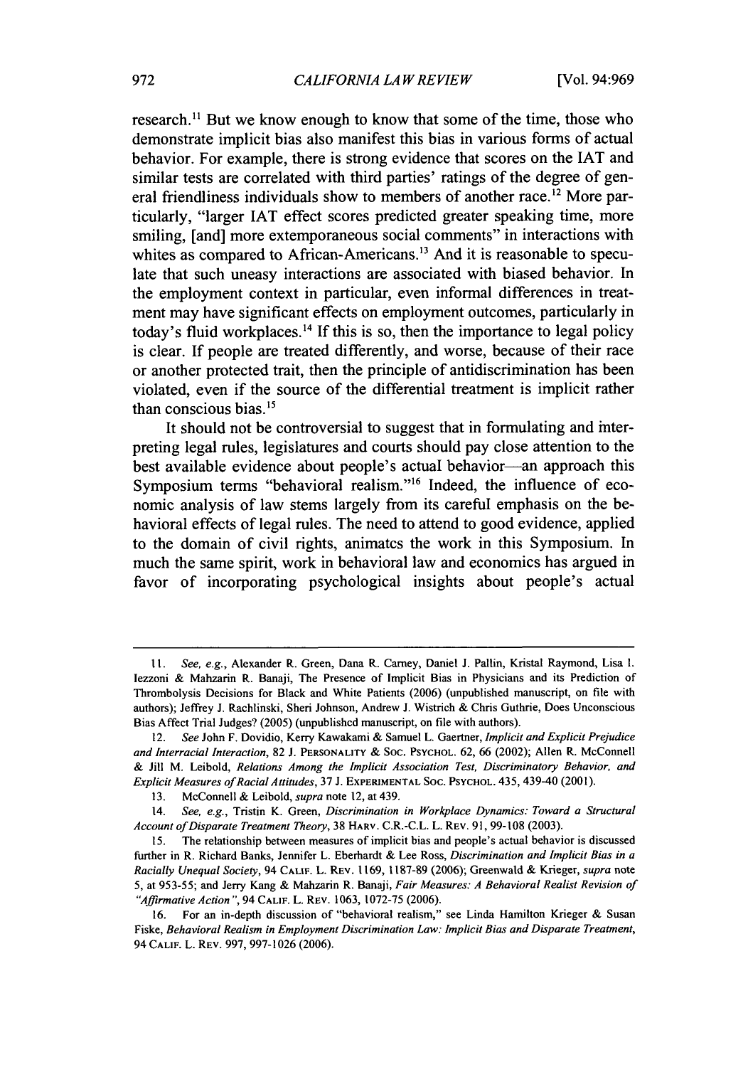research.[11] But we know enough to know that some of the time, those who demonstrate implicit bias also manifest this bias in various forms of actual behavior. For example, there is strong evidence that scores on the IAT and similar tests are correlated with third parties' ratings of the degree of general friendliness individuals show to members of another race.[12] More particularly, "larger IAT effect scores predicted greater speaking time, more smiling, [and] more extemporaneous social comments" in interactions with whites as compared to African-Americans.[13] And it is reasonable to speculate that such uneasy interactions are associated with biased behavior. In the employment context in particular, even informal differences in treatment may have significant effects on employment outcomes, particularly in today's fluid workplaces.[14] If this is so, then the importance to legal policy is clear. If people are treated differently, and worse, because of their race or another protected trait, then the principle of antidiscrimination has been violated, even if the source of the differential treatment is implicit rather than conscious bias.[15]

It should not be controversial to suggest that in formulating and interpreting legal rules, legislatures and courts should pay close attention to the best available evidence about people's actual behavior—an approach this Symposium terms "behavioral realism."[16] Indeed, the influence of economic analysis of law stems largely from its careful emphasis on the behavioral effects of legal rules. The need to attend to good evidence, applied to the domain of civil rights, animates the work in this Symposium. In much the same spirit, work in behavioral law and economics has argued in favor of incorporating psychological insights about people's actual

---

11. *See, e.g.*, Alexander R. Green, Dana R. Carney, Daniel J. Pallin, Kristal Raymond, Lisa I. Iezzoni & Mahzarin R. Banaji, The Presence of Implicit Bias in Physicians and its Prediction of Thrombolysis Decisions for Black and White Patients (2006) (unpublished manuscript, on file with authors); Jeffrey J. Rachlinski, Sheri Johnson, Andrew J. Wistrich & Chris Guthrie, Does Unconscious Bias Affect Trial Judges? (2005) (unpublished manuscript, on file with authors).

12. *See* John F. Dovidio, Kerry Kawakami & Samuel L. Gaertner, *Implicit and Explicit Prejudice and Interracial Interaction*, 82 J. PERSONALITY & SOC. PSYCHOL. 62, 66 (2002); Allen R. McConnell & Jill M. Leibold, *Relations Among the Implicit Association Test, Discriminatory Behavior, and Explicit Measures of Racial Attitudes*, 37 J. EXPERIMENTAL SOC. PSYCHOL. 435, 439-40 (2001).

13. McConnell & Leibold, *supra* note 12, at 439.

14. *See, e.g.*, Tristin K. Green, *Discrimination in Workplace Dynamics: Toward a Structural Account of Disparate Treatment Theory*, 38 HARV. C.R.-C.L. L. REV. 91, 99-108 (2003).

15. The relationship between measures of implicit bias and people's actual behavior is discussed further in R. Richard Banks, Jennifer L. Eberhardt & Lee Ross, *Discrimination and Implicit Bias in a Racially Unequal Society*, 94 CALIF. L. REV. 1169, 1187-89 (2006); Greenwald & Krieger, *supra* note 5, at 953-55; and Jerry Kang & Mahzarin R. Banaji, *Fair Measures: A Behavioral Realist Revision of "Affirmative Action"*, 94 CALIF. L. REV. 1063, 1072-75 (2006).

16. For an in-depth discussion of "behavioral realism," see Linda Hamilton Krieger & Susan Fiske, *Behavioral Realism in Employment Discrimination Law: Implicit Bias and Disparate Treatment*, 94 CALIF. L. REV. 997, 997-1026 (2006).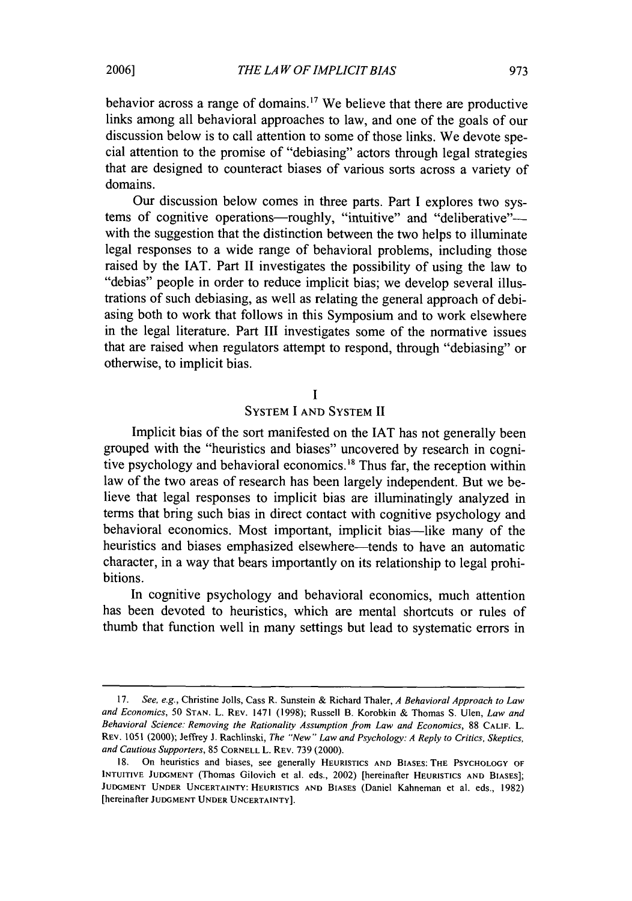behavior across a range of domains.[17] We believe that there are productive links among all behavioral approaches to law, and one of the goals of our discussion below is to call attention to some of those links. We devote special attention to the promise of "debiasing" actors through legal strategies that are designed to counteract biases of various sorts across a variety of domains.

Our discussion below comes in three parts. Part I explores two systems of cognitive operations—roughly, "intuitive" and "deliberative"—with the suggestion that the distinction between the two helps to illuminate legal responses to a wide range of behavioral problems, including those raised by the IAT. Part II investigates the possibility of using the law to "debias" people in order to reduce implicit bias; we develop several illustrations of such debiasing, as well as relating the general approach of debiasing both to work that follows in this Symposium and to work elsewhere in the legal literature. Part III investigates some of the normative issues that are raised when regulators attempt to respond, through "debiasing" or otherwise, to implicit bias.

## I
## SYSTEM I AND SYSTEM II

Implicit bias of the sort manifested on the IAT has not generally been grouped with the "heuristics and biases" uncovered by research in cognitive psychology and behavioral economics.[18] Thus far, the reception within law of the two areas of research has been largely independent. But we believe that legal responses to implicit bias are illuminatingly analyzed in terms that bring such bias in direct contact with cognitive psychology and behavioral economics. Most important, implicit bias—like many of the heuristics and biases emphasized elsewhere—tends to have an automatic character, in a way that bears importantly on its relationship to legal prohibitions.

In cognitive psychology and behavioral economics, much attention has been devoted to heuristics, which are mental shortcuts or rules of thumb that function well in many settings but lead to systematic errors in

---

17. *See, e.g.*, Christine Jolls, Cass R. Sunstein & Richard Thaler, *A Behavioral Approach to Law and Economics*, 50 STAN. L. REV. 1471 (1998); Russell B. Korobkin & Thomas S. Ulen, *Law and Behavioral Science: Removing the Rationality Assumption from Law and Economics*, 88 CALIF. L. REV. 1051 (2000); Jeffrey J. Rachlinski, *The "New" Law and Psychology: A Reply to Critics, Skeptics, and Cautious Supporters*, 85 CORNELL L. REV. 739 (2000).

18. On heuristics and biases, see generally HEURISTICS AND BIASES: THE PSYCHOLOGY OF INTUITIVE JUDGMENT (Thomas Gilovich et al. eds., 2002) [hereinafter HEURISTICS AND BIASES]; JUDGMENT UNDER UNCERTAINTY: HEURISTICS AND BIASES (Daniel Kahneman et al. eds., 1982) [hereinafter JUDGMENT UNDER UNCERTAINTY].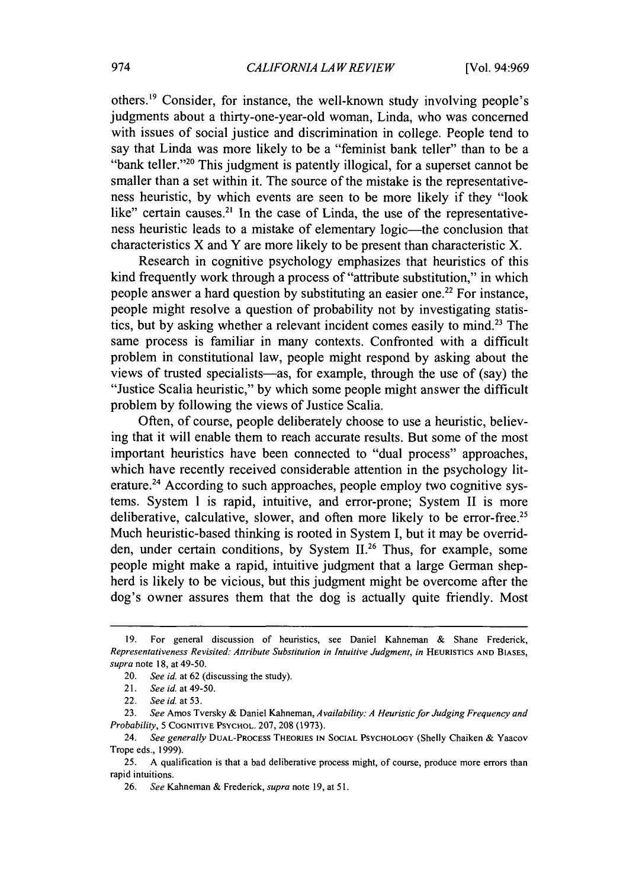others.[19] Consider, for instance, the well-known study involving people's judgments about a thirty-one-year-old woman, Linda, who was concerned with issues of social justice and discrimination in college. People tend to say that Linda was more likely to be a "feminist bank teller" than to be a "bank teller."[20] This judgment is patently illogical, for a superset cannot be smaller than a set within it. The source of the mistake is the representativeness heuristic, by which events are seen to be more likely if they "look like" certain causes.[21] In the case of Linda, the use of the representativeness heuristic leads to a mistake of elementary logic—the conclusion that characteristics X and Y are more likely to be present than characteristic X.

Research in cognitive psychology emphasizes that heuristics of this kind frequently work through a process of "attribute substitution," in which people answer a hard question by substituting an easier one.[22] For instance, people might resolve a question of probability not by investigating statistics, but by asking whether a relevant incident comes easily to mind.[23] The same process is familiar in many contexts. Confronted with a difficult problem in constitutional law, people might respond by asking about the views of trusted specialists—as, for example, through the use of (say) the "Justice Scalia heuristic," by which some people might answer the difficult problem by following the views of Justice Scalia.

Often, of course, people deliberately choose to use a heuristic, believing that it will enable them to reach accurate results. But some of the most important heuristics have been connected to "dual process" approaches, which have recently received considerable attention in the psychology literature.[24] According to such approaches, people employ two cognitive systems. System I is rapid, intuitive, and error-prone; System II is more deliberative, calculative, slower, and often more likely to be error-free.[25] Much heuristic-based thinking is rooted in System I, but it may be overridden, under certain conditions, by System II.[26] Thus, for example, some people might make a rapid, intuitive judgment that a large German shepherd is likely to be vicious, but this judgment might be overcome after the dog's owner assures them that the dog is actually quite friendly. Most

---

19. For general discussion of heuristics, see Daniel Kahneman & Shane Frederick, *Representativeness Revisited: Attribute Substitution in Intuitive Judgment*, *in* HEURISTICS AND BIASES, *supra* note 18, at 49-50.

20. *See id.* at 62 (discussing the study).

21. *See id.* at 49-50.

22. *See id.* at 53.

23. *See* Amos Tversky & Daniel Kahneman, *Availability: A Heuristic for Judging Frequency and Probability*, 5 COGNITIVE PSYCHOL. 207, 208 (1973).

24. *See generally* DUAL-PROCESS THEORIES IN SOCIAL PSYCHOLOGY (Shelly Chaiken & Yaacov Trope eds., 1999).

25. A qualification is that a bad deliberative process might, of course, produce more errors than rapid intuitions.

26. *See* Kahneman & Frederick, *supra* note 19, at 51.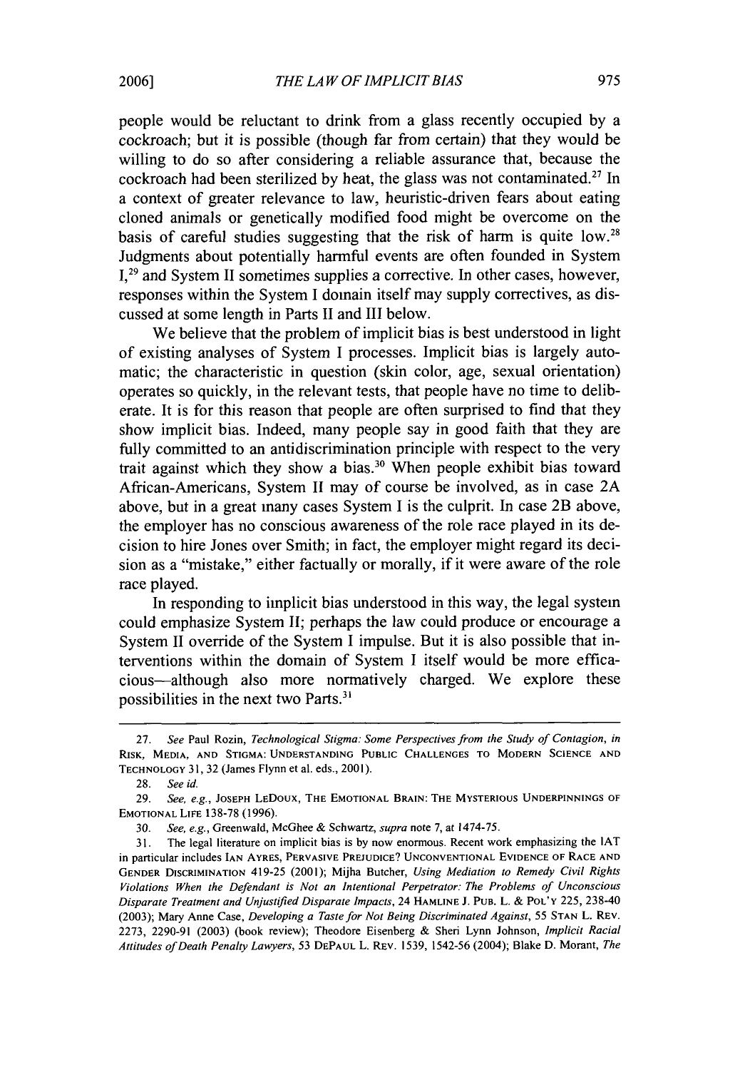people would be reluctant to drink from a glass recently occupied by a cockroach; but it is possible (though far from certain) that they would be willing to do so after considering a reliable assurance that, because the cockroach had been sterilized by heat, the glass was not contaminated.[27] In a context of greater relevance to law, heuristic-driven fears about eating cloned animals or genetically modified food might be overcome on the basis of careful studies suggesting that the risk of harm is quite low.[28] Judgments about potentially harmful events are often founded in System I,[29] and System II sometimes supplies a corrective. In other cases, however, responses within the System I domain itself may supply correctives, as discussed at some length in Parts II and III below.

We believe that the problem of implicit bias is best understood in light of existing analyses of System I processes. Implicit bias is largely automatic; the characteristic in question (skin color, age, sexual orientation) operates so quickly, in the relevant tests, that people have no time to deliberate. It is for this reason that people are often surprised to find that they show implicit bias. Indeed, many people say in good faith that they are fully committed to an antidiscrimination principle with respect to the very trait against which they show a bias.[30] When people exhibit bias toward African-Americans, System II may of course be involved, as in case 2A above, but in a great many cases System I is the culprit. In case 2B above, the employer has no conscious awareness of the role race played in its decision to hire Jones over Smith; in fact, the employer might regard its decision as a "mistake," either factually or morally, if it were aware of the role race played.

In responding to implicit bias understood in this way, the legal system could emphasize System II; perhaps the law could produce or encourage a System II override of the System I impulse. But it is also possible that interventions within the domain of System I itself would be more efficacious—although also more normatively charged. We explore these possibilities in the next two Parts.[31]

---

27. *See* Paul Rozin, *Technological Stigma: Some Perspectives from the Study of Contagion*, *in* RISK, MEDIA, AND STIGMA: UNDERSTANDING PUBLIC CHALLENGES TO MODERN SCIENCE AND TECHNOLOGY 31, 32 (James Flynn et al. eds., 2001).

28. *See id.*

29. *See, e.g.*, JOSEPH LEDOUX, THE EMOTIONAL BRAIN: THE MYSTERIOUS UNDERPINNINGS OF EMOTIONAL LIFE 138-78 (1996).

30. *See, e.g.*, Greenwald, McGhee & Schwartz, *supra* note 7, at 1474-75.

31. The legal literature on implicit bias is by now enormous. Recent work emphasizing the IAT in particular includes IAN AYRES, PERVASIVE PREJUDICE? UNCONVENTIONAL EVIDENCE OF RACE AND GENDER DISCRIMINATION 419-25 (2001); Mijha Butcher, *Using Mediation to Remedy Civil Rights Violations When the Defendant is Not an Intentional Perpetrator: The Problems of Unconscious Disparate Treatment and Unjustified Disparate Impacts*, 24 HAMLINE J. PUB. L. & POL'Y 225, 238-40 (2003); Mary Anne Case, *Developing a Taste for Not Being Discriminated Against*, 55 STAN L. REV. 2273, 2290-91 (2003) (book review); Theodore Eisenberg & Sheri Lynn Johnson, *Implicit Racial Attitudes of Death Penalty Lawyers*, 53 DEPAUL L. REV. 1539, 1542-56 (2004); Blake D. Morant, *The*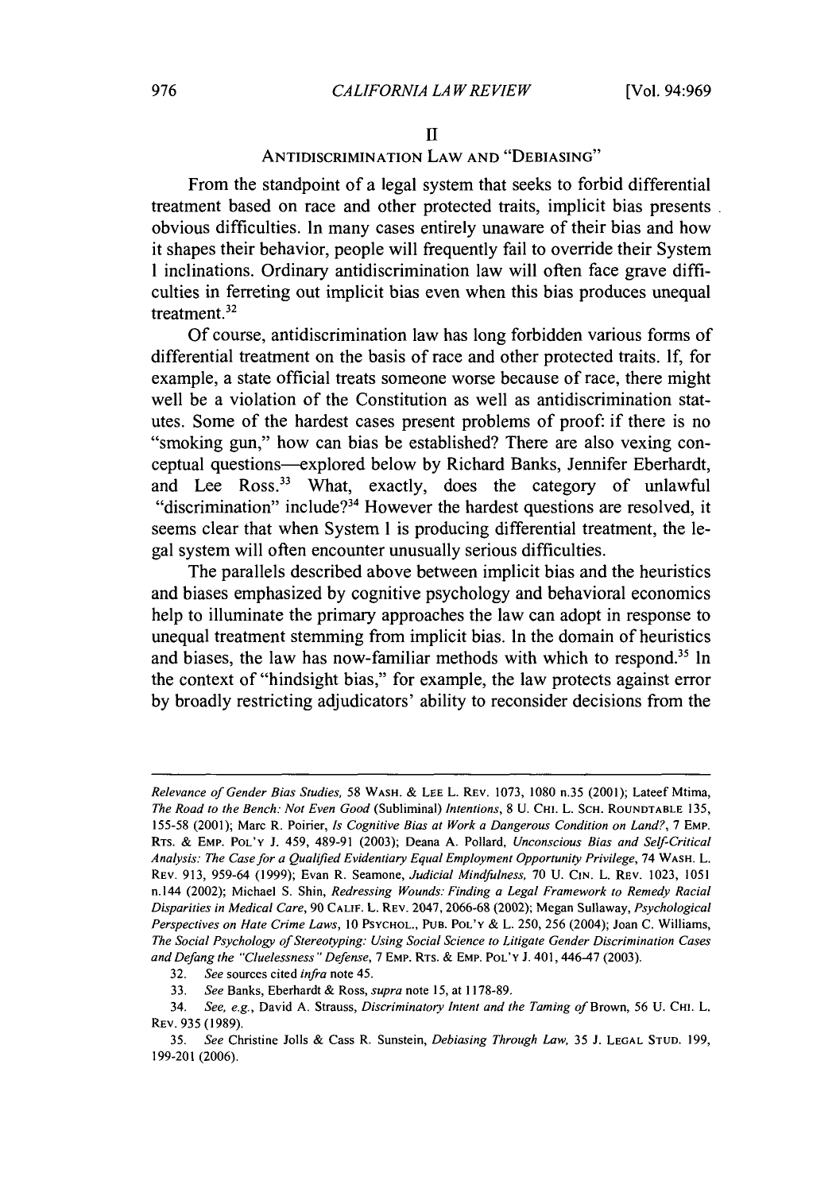## II

## ANTIDISCRIMINATION LAW AND "DEBIASING"

From the standpoint of a legal system that seeks to forbid differential treatment based on race and other protected traits, implicit bias presents obvious difficulties. In many cases entirely unaware of their bias and how it shapes their behavior, people will frequently fail to override their System 1 inclinations. Ordinary antidiscrimination law will often face grave difficulties in ferreting out implicit bias even when this bias produces unequal treatment.[32]

Of course, antidiscrimination law has long forbidden various forms of differential treatment on the basis of race and other protected traits. If, for example, a state official treats someone worse because of race, there might well be a violation of the Constitution as well as antidiscrimination statutes. Some of the hardest cases present problems of proof: if there is no "smoking gun," how can bias be established? There are also vexing conceptual questions—explored below by Richard Banks, Jennifer Eberhardt, and Lee Ross.[33] What, exactly, does the category of unlawful "discrimination" include?[34] However the hardest questions are resolved, it seems clear that when System 1 is producing differential treatment, the legal system will often encounter unusually serious difficulties.

The parallels described above between implicit bias and the heuristics and biases emphasized by cognitive psychology and behavioral economics help to illuminate the primary approaches the law can adopt in response to unequal treatment stemming from implicit bias. In the domain of heuristics and biases, the law has now-familiar methods with which to respond.[35] In the context of "hindsight bias," for example, the law protects against error by broadly restricting adjudicators' ability to reconsider decisions from the

---

*Relevance of Gender Bias Studies*, 58 WASH. & LEE L. REV. 1073, 1080 n.35 (2001); Lateef Mtima, *The Road to the Bench: Not Even Good* (Subliminal) *Intentions*, 8 U. CHI. L. SCH. ROUNDTABLE 135, 155-58 (2001); Marc R. Poirier, *Is Cognitive Bias at Work a Dangerous Condition on Land?*, 7 EMP. RTS. & EMP. POL'Y J. 459, 489-91 (2003); Deana A. Pollard, *Unconscious Bias and Self-Critical Analysis: The Case for a Qualified Evidentiary Equal Employment Opportunity Privilege*, 74 WASH. L. REV. 913, 959-64 (1999); Evan R. Seamone, *Judicial Mindfulness*, 70 U. CIN. L. REV. 1023, 1051 n.144 (2002); Michael S. Shin, *Redressing Wounds: Finding a Legal Framework to Remedy Racial Disparities in Medical Care*, 90 CALIF. L. REV. 2047, 2066-68 (2002); Megan Sullaway, *Psychological Perspectives on Hate Crime Laws*, 10 PSYCHOL., PUB. POL'Y & L. 250, 256 (2004); Joan C. Williams, *The Social Psychology of Stereotyping: Using Social Science to Litigate Gender Discrimination Cases and Defang the "Cluelessness" Defense*, 7 EMP. RTS. & EMP. POL'Y J. 401, 446-47 (2003).

32. *See* sources cited *infra* note 45.

33. *See* Banks, Eberhardt & Ross, *supra* note 15, at 1178-89.

34. *See, e.g.*, David A. Strauss, *Discriminatory Intent and the Taming of* Brown, 56 U. CHI. L. REV. 935 (1989).

35. *See* Christine Jolls & Cass R. Sunstein, *Debiasing Through Law*, 35 J. LEGAL STUD. 199, 199-201 (2006).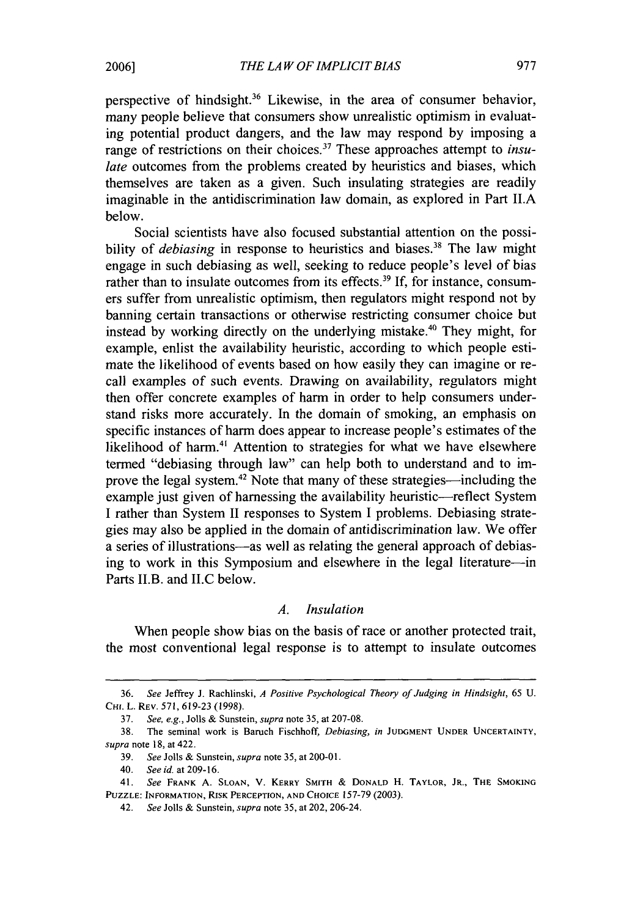perspective of hindsight.[36] Likewise, in the area of consumer behavior, many people believe that consumers show unrealistic optimism in evaluating potential product dangers, and the law may respond by imposing a range of restrictions on their choices.[37] These approaches attempt to *insulate* outcomes from the problems created by heuristics and biases, which themselves are taken as a given. Such insulating strategies are readily imaginable in the antidiscrimination law domain, as explored in Part II.A below.

Social scientists have also focused substantial attention on the possibility of *debiasing* in response to heuristics and biases.[38] The law might engage in such debiasing as well, seeking to reduce people's level of bias rather than to insulate outcomes from its effects.[39] If, for instance, consumers suffer from unrealistic optimism, then regulators might respond not by banning certain transactions or otherwise restricting consumer choice but instead by working directly on the underlying mistake.[40] They might, for example, enlist the availability heuristic, according to which people estimate the likelihood of events based on how easily they can imagine or recall examples of such events. Drawing on availability, regulators might then offer concrete examples of harm in order to help consumers understand risks more accurately. In the domain of smoking, an emphasis on specific instances of harm does appear to increase people's estimates of the likelihood of harm.[41] Attention to strategies for what we have elsewhere termed "debiasing through law" can help both to understand and to improve the legal system.[42] Note that many of these strategies—including the example just given of harnessing the availability heuristic—reflect System I rather than System II responses to System I problems. Debiasing strategies may also be applied in the domain of antidiscrimination law. We offer a series of illustrations—as well as relating the general approach of debiasing to work in this Symposium and elsewhere in the legal literature—in Parts II.B. and II.C below.

### A. *Insulation*

When people show bias on the basis of race or another protected trait, the most conventional legal response is to attempt to insulate outcomes

---

36. *See* Jeffrey J. Rachlinski, *A Positive Psychological Theory of Judging in Hindsight*, 65 U. CHI. L. REV. 571, 619-23 (1998).

37. *See, e.g.*, Jolls & Sunstein, *supra* note 35, at 207-08.

38. The seminal work is Baruch Fischhoff, *Debiasing*, *in* JUDGMENT UNDER UNCERTAINTY, *supra* note 18, at 422.

39. *See* Jolls & Sunstein, *supra* note 35, at 200-01.

40. *See id.* at 209-16.

41. *See* FRANK A. SLOAN, V. KERRY SMITH & DONALD H. TAYLOR, JR., THE SMOKING PUZZLE: INFORMATION, RISK PERCEPTION, AND CHOICE 157-79 (2003).

42. *See* Jolls & Sunstein, *supra* note 35, at 202, 206-24.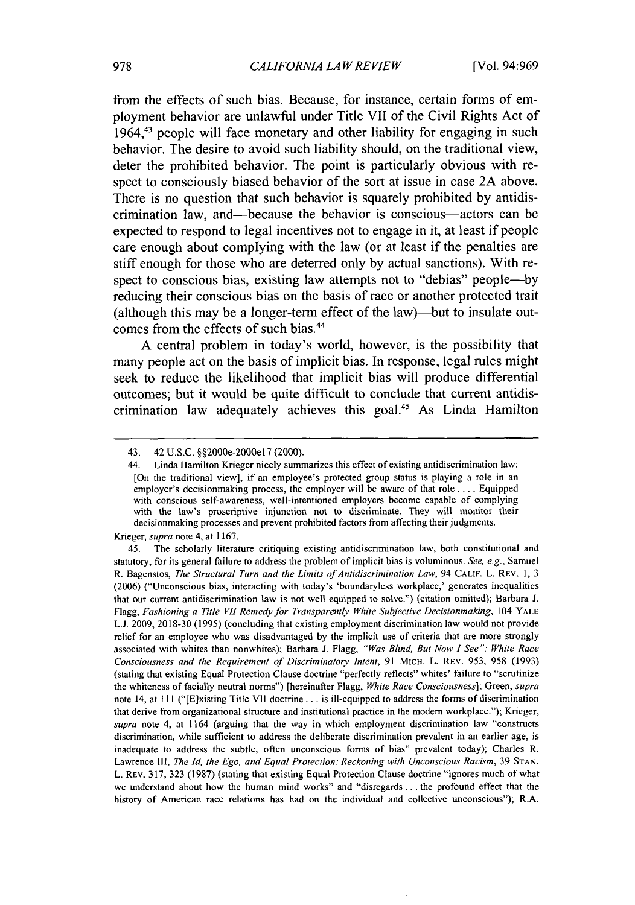from the effects of such bias. Because, for instance, certain forms of employment behavior are unlawful under Title VII of the Civil Rights Act of 1964,[43] people will face monetary and other liability for engaging in such behavior. The desire to avoid such liability should, on the traditional view, deter the prohibited behavior. The point is particularly obvious with respect to consciously biased behavior of the sort at issue in case 2A above. There is no question that such behavior is squarely prohibited by antidiscrimination law, and—because the behavior is conscious—actors can be expected to respond to legal incentives not to engage in it, at least if people care enough about complying with the law (or at least if the penalties are stiff enough for those who are deterred only by actual sanctions). With respect to conscious bias, existing law attempts not to "debias" people—by reducing their conscious bias on the basis of race or another protected trait (although this may be a longer-term effect of the law)—but to insulate outcomes from the effects of such bias.[44]

A central problem in today's world, however, is the possibility that many people act on the basis of implicit bias. In response, legal rules might seek to reduce the likelihood that implicit bias will produce differential outcomes; but it would be quite difficult to conclude that current antidiscrimination law adequately achieves this goal.[45] As Linda Hamilton

---

43. 42 U.S.C. §§2000e-2000e17 (2000).

44. Linda Hamilton Krieger nicely summarizes this effect of existing antidiscrimination law:

> [On the traditional view], if an employee's protected group status is playing a role in an employer's decisionmaking process, the employer will be aware of that role .... Equipped with conscious self-awareness, well-intentioned employers become capable of complying with the law's proscriptive injunction not to discriminate. They will monitor their decisionmaking processes and prevent prohibited factors from affecting their judgments.

Krieger, *supra* note 4, at 1167.

45. The scholarly literature critiquing existing antidiscrimination law, both constitutional and statutory, for its general failure to address the problem of implicit bias is voluminous. *See, e.g.*, Samuel R. Bagenstos, *The Structural Turn and the Limits of Antidiscrimination Law*, 94 CALIF. L. REV. 1, 3 (2006) ("Unconscious bias, interacting with today's 'boundaryless workplace,' generates inequalities that our current antidiscrimination law is not well equipped to solve.") (citation omitted); Barbara J. Flagg, *Fashioning a Title VII Remedy for Transparently White Subjective Decisionmaking*, 104 YALE L.J. 2009, 2018-30 (1995) (concluding that existing employment discrimination law would not provide relief for an employee who was disadvantaged by the implicit use of criteria that are more strongly associated with whites than nonwhites); Barbara J. Flagg, *"Was Blind, But Now I See": White Race Consciousness and the Requirement of Discriminatory Intent*, 91 MICH. L. REV. 953, 958 (1993) (stating that existing Equal Protection Clause doctrine "perfectly reflects" whites' failure to "scrutinize the whiteness of facially neutral norms") [hereinafter Flagg, *White Race Consciousness*]; Green, *supra* note 14, at 111 ("[E]xisting Title VII doctrine ... is ill-equipped to address the forms of discrimination that derive from organizational structure and institutional practice in the modern workplace."); Krieger, *supra* note 4, at 1164 (arguing that the way in which employment discrimination law "constructs discrimination, while sufficient to address the deliberate discrimination prevalent in an earlier age, is inadequate to address the subtle, often unconscious forms of bias" prevalent today); Charles R. Lawrence III, *The Id, the Ego, and Equal Protection: Reckoning with Unconscious Racism*, 39 STAN. L. REV. 317, 323 (1987) (stating that existing Equal Protection Clause doctrine "ignores much of what we understand about how the human mind works" and "disregards ... the profound effect that the history of American race relations has had on the individual and collective unconscious"); R.A.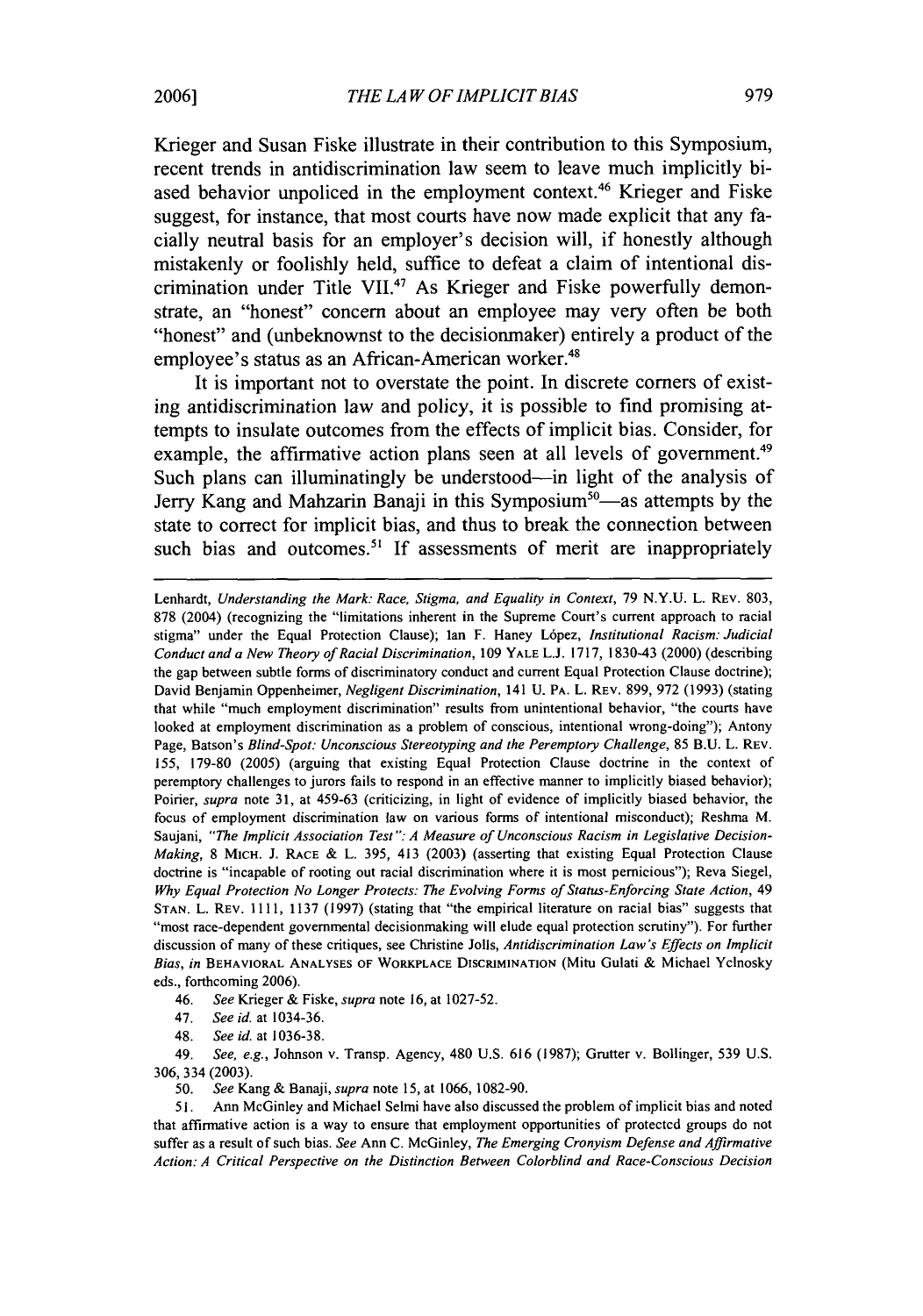Krieger and Susan Fiske illustrate in their contribution to this Symposium, recent trends in antidiscrimination law seem to leave much implicitly biased behavior unpoliced in the employment context.[46] Krieger and Fiske suggest, for instance, that most courts have now made explicit that any facially neutral basis for an employer's decision will, if honestly although mistakenly or foolishly held, suffice to defeat a claim of intentional discrimination under Title VII.[47] As Krieger and Fiske powerfully demonstrate, an "honest" concern about an employee may very often be both "honest" and (unbeknownst to the decisionmaker) entirely a product of the employee's status as an African-American worker.[48]

It is important not to overstate the point. In discrete corners of existing antidiscrimination law and policy, it is possible to find promising attempts to insulate outcomes from the effects of implicit bias. Consider, for example, the affirmative action plans seen at all levels of government.[49] Such plans can illuminatingly be understood—in light of the analysis of Jerry Kang and Mahzarin Banaji in this Symposium[50]—as attempts by the state to correct for implicit bias, and thus to break the connection between such bias and outcomes.[51] If assessments of merit are inappropriately

---

Lenhardt, *Understanding the Mark: Race, Stigma, and Equality in Context*, 79 N.Y.U. L. REV. 803, 878 (2004) (recognizing the "limitations inherent in the Supreme Court's current approach to racial stigma" under the Equal Protection Clause); Ian F. Haney López, *Institutional Racism: Judicial Conduct and a New Theory of Racial Discrimination*, 109 YALE L.J. 1717, 1830-43 (2000) (describing the gap between subtle forms of discriminatory conduct and current Equal Protection Clause doctrine); David Benjamin Oppenheimer, *Negligent Discrimination*, 141 U. PA. L. REV. 899, 972 (1993) (stating that while "much employment discrimination" results from unintentional behavior, "the courts have looked at employment discrimination as a problem of conscious, intentional wrong-doing"); Antony Page, Batson's *Blind-Spot: Unconscious Stereotyping and the Peremptory Challenge*, 85 B.U. L. REV. 155, 179-80 (2005) (arguing that existing Equal Protection Clause doctrine in the context of peremptory challenges to jurors fails to respond in an effective manner to implicitly biased behavior); Poirier, *supra* note 31, at 459-63 (criticizing, in light of evidence of implicitly biased behavior, the focus of employment discrimination law on various forms of intentional misconduct); Reshma M. Saujani, *"The Implicit Association Test": A Measure of Unconscious Racism in Legislative Decision-Making*, 8 MICH. J. RACE & L. 395, 413 (2003) (asserting that existing Equal Protection Clause doctrine is "incapable of rooting out racial discrimination where it is most pernicious"); Reva Siegel, *Why Equal Protection No Longer Protects: The Evolving Forms of Status-Enforcing State Action*, 49 STAN. L. REV. 1111, 1137 (1997) (stating that "the empirical literature on racial bias" suggests that "most race-dependent governmental decisionmaking will elude equal protection scrutiny"). For further discussion of many of these critiques, see Christine Jolls, *Antidiscrimination Law's Effects on Implicit Bias*, *in* BEHAVIORAL ANALYSES OF WORKPLACE DISCRIMINATION (Mitu Gulati & Michael Yelnosky eds., forthcoming 2006).

46. *See* Krieger & Fiske, *supra* note 16, at 1027-52.

47. *See id.* at 1034-36.

48. *See id.* at 1036-38.

49. *See, e.g.*, Johnson v. Transp. Agency, 480 U.S. 616 (1987); Grutter v. Bollinger, 539 U.S. 306, 334 (2003).

50. *See* Kang & Banaji, *supra* note 15, at 1066, 1082-90.

51. Ann McGinley and Michael Selmi have also discussed the problem of implicit bias and noted that affirmative action is a way to ensure that employment opportunities of protected groups do not suffer as a result of such bias. *See* Ann C. McGinley, *The Emerging Cronyism Defense and Affirmative Action: A Critical Perspective on the Distinction Between Colorblind and Race-Conscious Decision*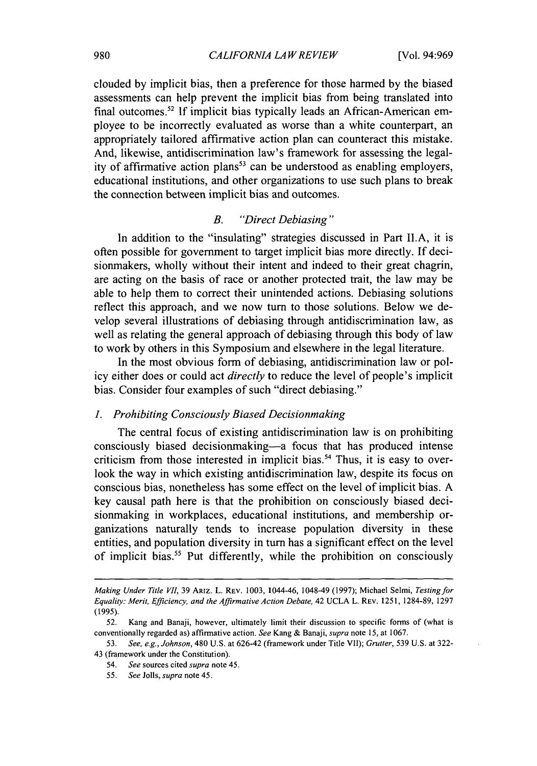clouded by implicit bias, then a preference for those harmed by the biased assessments can help prevent the implicit bias from being translated into final outcomes.[52] If implicit bias typically leads an African-American employee to be incorrectly evaluated as worse than a white counterpart, an appropriately tailored affirmative action plan can counteract this mistake. And, likewise, antidiscrimination law's framework for assessing the legality of affirmative action plans[53] can be understood as enabling employers, educational institutions, and other organizations to use such plans to break the connection between implicit bias and outcomes.

### *B. "Direct Debiasing"*

In addition to the "insulating" strategies discussed in Part II.A, it is often possible for government to target implicit bias more directly. If decisionmakers, wholly without their intent and indeed to their great chagrin, are acting on the basis of race or another protected trait, the law may be able to help them to correct their unintended actions. Debiasing solutions reflect this approach, and we now turn to those solutions. Below we develop several illustrations of debiasing through antidiscrimination law, as well as relating the general approach of debiasing through this body of law to work by others in this Symposium and elsewhere in the legal literature.

In the most obvious form of debiasing, antidiscrimination law or policy either does or could act *directly* to reduce the level of people's implicit bias. Consider four examples of such "direct debiasing."

#### *1. Prohibiting Consciously Biased Decisionmaking*

The central focus of existing antidiscrimination law is on prohibiting consciously biased decisionmaking—a focus that has produced intense criticism from those interested in implicit bias.[54] Thus, it is easy to overlook the way in which existing antidiscrimination law, despite its focus on conscious bias, nonetheless has some effect on the level of implicit bias. A key causal path here is that the prohibition on consciously biased decisionmaking in workplaces, educational institutions, and membership organizations naturally tends to increase population diversity in these entities, and population diversity in turn has a significant effect on the level of implicit bias.[55] Put differently, while the prohibition on consciously

---

*Making Under Title VII*, 39 ARIZ. L. REV. 1003, 1044-46, 1048-49 (1997); Michael Selmi, *Testing for Equality: Merit, Efficiency, and the Affirmative Action Debate*, 42 UCLA L. REV. 1251, 1284-89, 1297 (1995).

52. Kang and Banaji, however, ultimately limit their discussion to specific forms of (what is conventionally regarded as) affirmative action. *See* Kang & Banaji, *supra* note 15, at 1067.

53. *See, e.g., Johnson*, 480 U.S. at 626-42 (framework under Title VII); *Grutter*, 539 U.S. at 322-43 (framework under the Constitution).

54. *See* sources cited *supra* note 45.

55. *See* Jolls, *supra* note 45.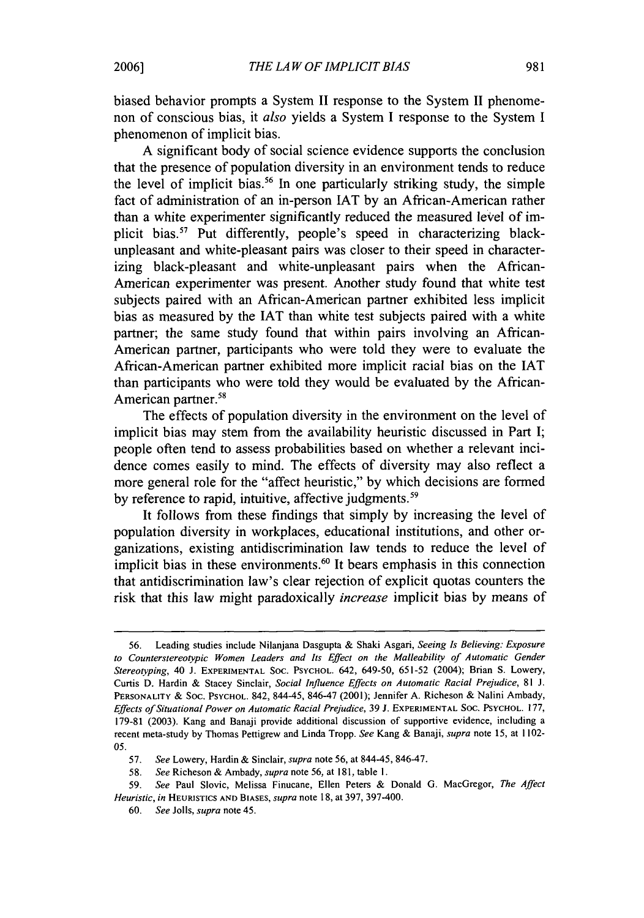biased behavior prompts a System II response to the System II phenomenon of conscious bias, it *also* yields a System I response to the System I phenomenon of implicit bias.

A significant body of social science evidence supports the conclusion that the presence of population diversity in an environment tends to reduce the level of implicit bias.[56] In one particularly striking study, the simple fact of administration of an in-person IAT by an African-American rather than a white experimenter significantly reduced the measured level of implicit bias.[57] Put differently, people's speed in characterizing black-unpleasant and white-pleasant pairs was closer to their speed in characterizing black-pleasant and white-unpleasant pairs when the African-American experimenter was present. Another study found that white test subjects paired with an African-American partner exhibited less implicit bias as measured by the IAT than white test subjects paired with a white partner; the same study found that within pairs involving an African-American partner, participants who were told they were to evaluate the African-American partner exhibited more implicit racial bias on the IAT than participants who were told they would be evaluated by the African-American partner.[58]

The effects of population diversity in the environment on the level of implicit bias may stem from the availability heuristic discussed in Part I; people often tend to assess probabilities based on whether a relevant incidence comes easily to mind. The effects of diversity may also reflect a more general role for the "affect heuristic," by which decisions are formed by reference to rapid, intuitive, affective judgments.[59]

It follows from these findings that simply by increasing the level of population diversity in workplaces, educational institutions, and other organizations, existing antidiscrimination law tends to reduce the level of implicit bias in these environments.[60] It bears emphasis in this connection that antidiscrimination law's clear rejection of explicit quotas counters the risk that this law might paradoxically *increase* implicit bias by means of

---

56. Leading studies include Nilanjana Dasgupta & Shaki Asgari, *Seeing Is Believing: Exposure to Counterstereotypic Women Leaders and Its Effect on the Malleability of Automatic Gender Stereotyping*, 40 J. EXPERIMENTAL SOC. PSYCHOL. 642, 649-50, 651-52 (2004); Brian S. Lowery, Curtis D. Hardin & Stacey Sinclair, *Social Influence Effects on Automatic Racial Prejudice*, 81 J. PERSONALITY & SOC. PSYCHOL. 842, 844-45, 846-47 (2001); Jennifer A. Richeson & Nalini Ambady, *Effects of Situational Power on Automatic Racial Prejudice*, 39 J. EXPERIMENTAL SOC. PSYCHOL. 177, 179-81 (2003). Kang and Banaji provide additional discussion of supportive evidence, including a recent meta-study by Thomas Pettigrew and Linda Tropp. *See* Kang & Banaji, *supra* note 15, at 1102-05.

57. *See* Lowery, Hardin & Sinclair, *supra* note 56, at 844-45, 846-47.

58. *See* Richeson & Ambady, *supra* note 56, at 181, table 1.

59. *See* Paul Slovic, Melissa Finucane, Ellen Peters & Donald G. MacGregor, *The Affect Heuristic*, *in* HEURISTICS AND BIASES, *supra* note 18, at 397, 397-400.

60. *See* Jolls, *supra* note 45.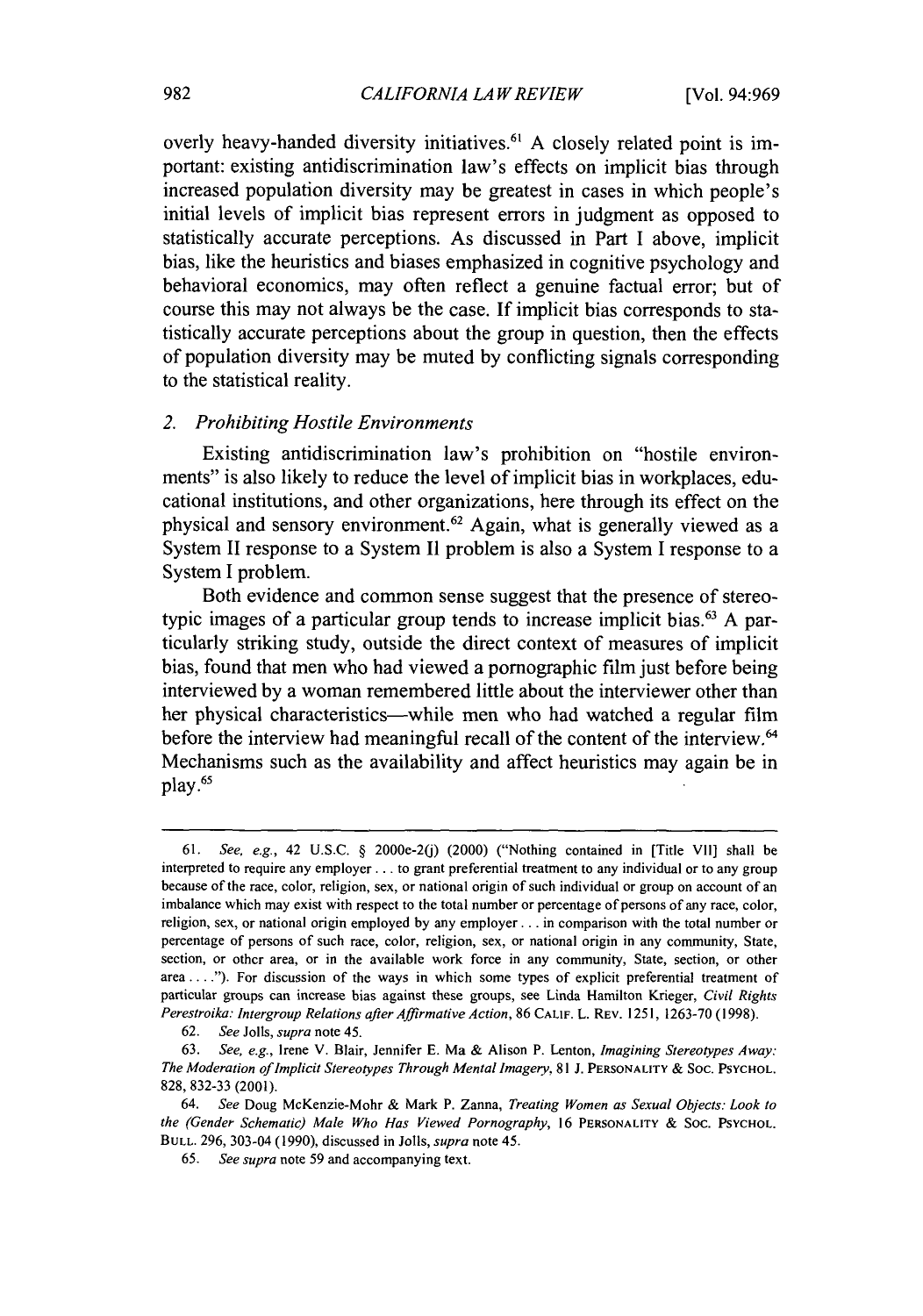overly heavy-handed diversity initiatives.[61] A closely related point is important: existing antidiscrimination law's effects on implicit bias through increased population diversity may be greatest in cases in which people's initial levels of implicit bias represent errors in judgment as opposed to statistically accurate perceptions. As discussed in Part I above, implicit bias, like the heuristics and biases emphasized in cognitive psychology and behavioral economics, may often reflect a genuine factual error; but of course this may not always be the case. If implicit bias corresponds to statistically accurate perceptions about the group in question, then the effects of population diversity may be muted by conflicting signals corresponding to the statistical reality.

### 2. *Prohibiting Hostile Environments*

Existing antidiscrimination law's prohibition on "hostile environments" is also likely to reduce the level of implicit bias in workplaces, educational institutions, and other organizations, here through its effect on the physical and sensory environment.[62] Again, what is generally viewed as a System II response to a System II problem is also a System I response to a System I problem.

Both evidence and common sense suggest that the presence of stereotypic images of a particular group tends to increase implicit bias.[63] A particularly striking study, outside the direct context of measures of implicit bias, found that men who had viewed a pornographic film just before being interviewed by a woman remembered little about the interviewer other than her physical characteristics—while men who had watched a regular film before the interview had meaningful recall of the content of the interview.[64] Mechanisms such as the availability and affect heuristics may again be in play.[65]

---

61. *See, e.g.*, 42 U.S.C. § 2000e-2(j) (2000) ("Nothing contained in [Title VII] shall be interpreted to require any employer . . . to grant preferential treatment to any individual or to any group because of the race, color, religion, sex, or national origin of such individual or group on account of an imbalance which may exist with respect to the total number or percentage of persons of any race, color, religion, sex, or national origin employed by any employer . . . in comparison with the total number or percentage of persons of such race, color, religion, sex, or national origin in any community, State, section, or other area, or in the available work force in any community, State, section, or other area . . . ."). For discussion of the ways in which some types of explicit preferential treatment of particular groups can increase bias against these groups, see Linda Hamilton Krieger, *Civil Rights Perestroika: Intergroup Relations after Affirmative Action*, 86 CALIF. L. REV. 1251, 1263-70 (1998).

62. *See* Jolls, *supra* note 45.

63. *See, e.g.*, Irene V. Blair, Jennifer E. Ma & Alison P. Lenton, *Imagining Stereotypes Away: The Moderation of Implicit Stereotypes Through Mental Imagery*, 81 J. PERSONALITY & SOC. PSYCHOL. 828, 832-33 (2001).

64. *See* Doug McKenzie-Mohr & Mark P. Zanna, *Treating Women as Sexual Objects: Look to the (Gender Schematic) Male Who Has Viewed Pornography*, 16 PERSONALITY & SOC. PSYCHOL. BULL. 296, 303-04 (1990), discussed in Jolls, *supra* note 45.

65. *See supra* note 59 and accompanying text.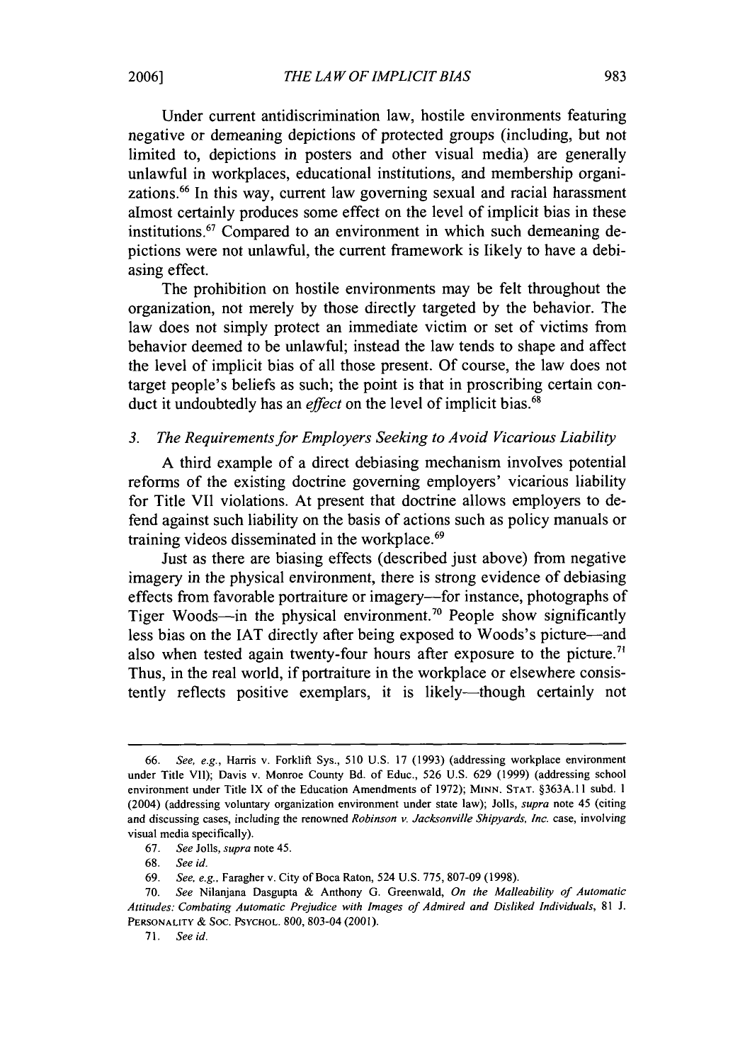Under current antidiscrimination law, hostile environments featuring negative or demeaning depictions of protected groups (including, but not limited to, depictions in posters and other visual media) are generally unlawful in workplaces, educational institutions, and membership organizations.[66] In this way, current law governing sexual and racial harassment almost certainly produces some effect on the level of implicit bias in these institutions.[67] Compared to an environment in which such demeaning depictions were not unlawful, the current framework is likely to have a debiasing effect.

The prohibition on hostile environments may be felt throughout the organization, not merely by those directly targeted by the behavior. The law does not simply protect an immediate victim or set of victims from behavior deemed to be unlawful; instead the law tends to shape and affect the level of implicit bias of all those present. Of course, the law does not target people's beliefs as such; the point is that in proscribing certain conduct it undoubtedly has an *effect* on the level of implicit bias.[68]

### *3. The Requirements for Employers Seeking to Avoid Vicarious Liability*

A third example of a direct debiasing mechanism involves potential reforms of the existing doctrine governing employers' vicarious liability for Title VII violations. At present that doctrine allows employers to defend against such liability on the basis of actions such as policy manuals or training videos disseminated in the workplace.[69]

Just as there are biasing effects (described just above) from negative imagery in the physical environment, there is strong evidence of debiasing effects from favorable portraiture or imagery—for instance, photographs of Tiger Woods—in the physical environment.[70] People show significantly less bias on the IAT directly after being exposed to Woods's picture—and also when tested again twenty-four hours after exposure to the picture.[71] Thus, in the real world, if portraiture in the workplace or elsewhere consistently reflects positive exemplars, it is likely—though certainly not

---

66. *See, e.g.*, Harris v. Forklift Sys., 510 U.S. 17 (1993) (addressing workplace environment under Title VII); Davis v. Monroe County Bd. of Educ., 526 U.S. 629 (1999) (addressing school environment under Title IX of the Education Amendments of 1972); MINN. STAT. §363A.11 subd. 1 (2004) (addressing voluntary organization environment under state law); Jolls, *supra* note 45 (citing and discussing cases, including the renowned *Robinson v. Jacksonville Shipyards, Inc.* case, involving visual media specifically).

67. *See* Jolls, *supra* note 45.

68. *See id.*

69. *See, e.g.*, Faragher v. City of Boca Raton, 524 U.S. 775, 807-09 (1998).

70. *See* Nilanjana Dasgupta & Anthony G. Greenwald, *On the Malleability of Automatic Attitudes: Combating Automatic Prejudice with Images of Admired and Disliked Individuals*, 81 J. PERSONALITY & SOC. PSYCHOL. 800, 803-04 (2001).

71. *See id.*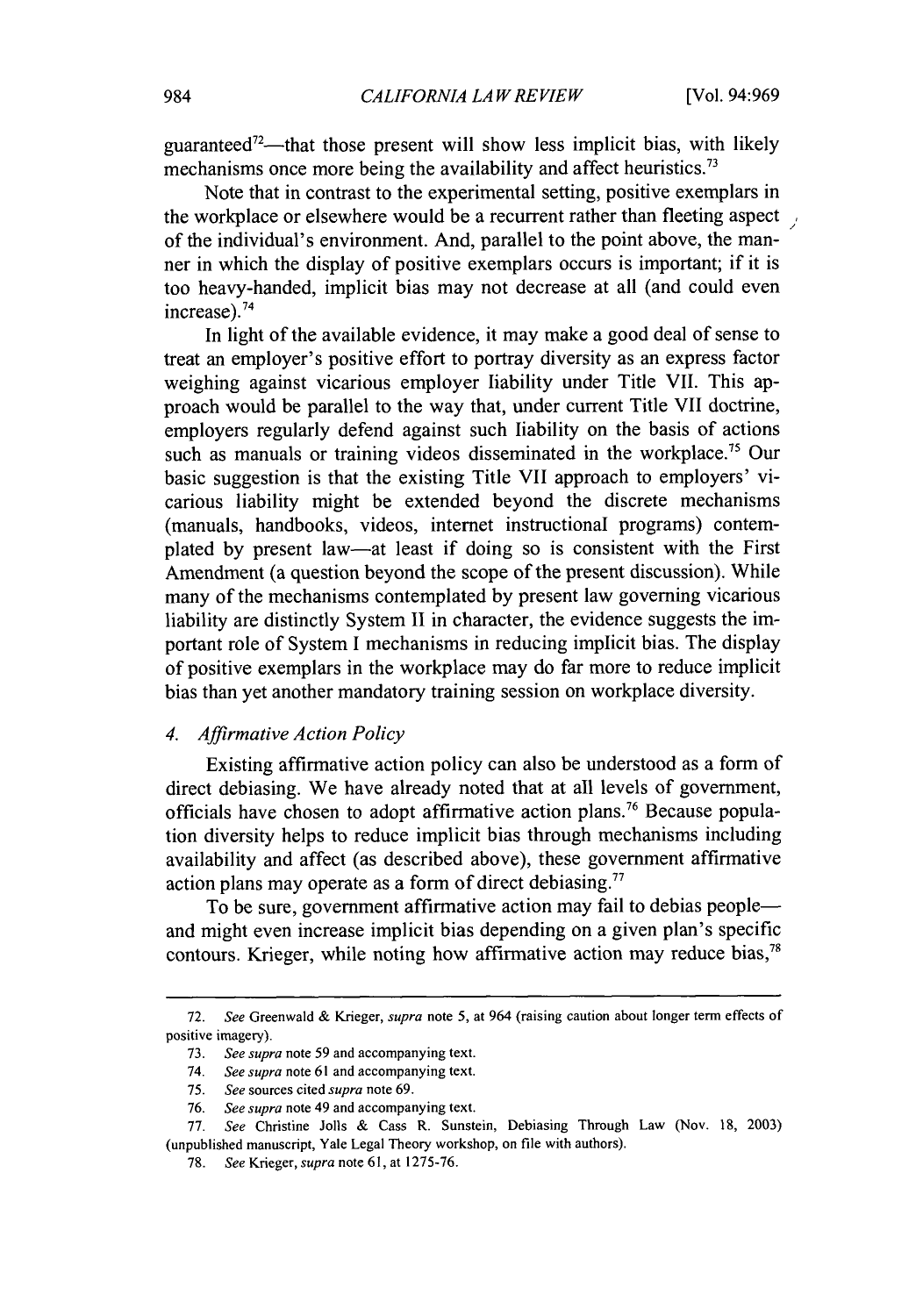guaranteed[72]—that those present will show less implicit bias, with likely mechanisms once more being the availability and affect heuristics.[73]

Note that in contrast to the experimental setting, positive exemplars in the workplace or elsewhere would be a recurrent rather than fleeting aspect of the individual's environment. And, parallel to the point above, the manner in which the display of positive exemplars occurs is important; if it is too heavy-handed, implicit bias may not decrease at all (and could even increase).[74]

In light of the available evidence, it may make a good deal of sense to treat an employer's positive effort to portray diversity as an express factor weighing against vicarious employer liability under Title VII. This approach would be parallel to the way that, under current Title VII doctrine, employers regularly defend against such liability on the basis of actions such as manuals or training videos disseminated in the workplace.[75] Our basic suggestion is that the existing Title VII approach to employers' vicarious liability might be extended beyond the discrete mechanisms (manuals, handbooks, videos, internet instructional programs) contemplated by present law—at least if doing so is consistent with the First Amendment (a question beyond the scope of the present discussion). While many of the mechanisms contemplated by present law governing vicarious liability are distinctly System II in character, the evidence suggests the important role of System I mechanisms in reducing implicit bias. The display of positive exemplars in the workplace may do far more to reduce implicit bias than yet another mandatory training session on workplace diversity.

### 4. *Affirmative Action Policy*

Existing affirmative action policy can also be understood as a form of direct debiasing. We have already noted that at all levels of government, officials have chosen to adopt affirmative action plans.[76] Because population diversity helps to reduce implicit bias through mechanisms including availability and affect (as described above), these government affirmative action plans may operate as a form of direct debiasing.[77]

To be sure, government affirmative action may fail to debias people—and might even increase implicit bias depending on a given plan's specific contours. Krieger, while noting how affirmative action may reduce bias,[78]

---

72. *See* Greenwald & Krieger, *supra* note 5, at 964 (raising caution about longer term effects of positive imagery).

73. *See supra* note 59 and accompanying text.

74. *See supra* note 61 and accompanying text.

75. *See* sources cited *supra* note 69.

76. *See supra* note 49 and accompanying text.

77. *See* Christine Jolls & Cass R. Sunstein, Debiasing Through Law (Nov. 18, 2003) (unpublished manuscript, Yale Legal Theory workshop, on file with authors).

78. *See* Krieger, *supra* note 61, at 1275-76.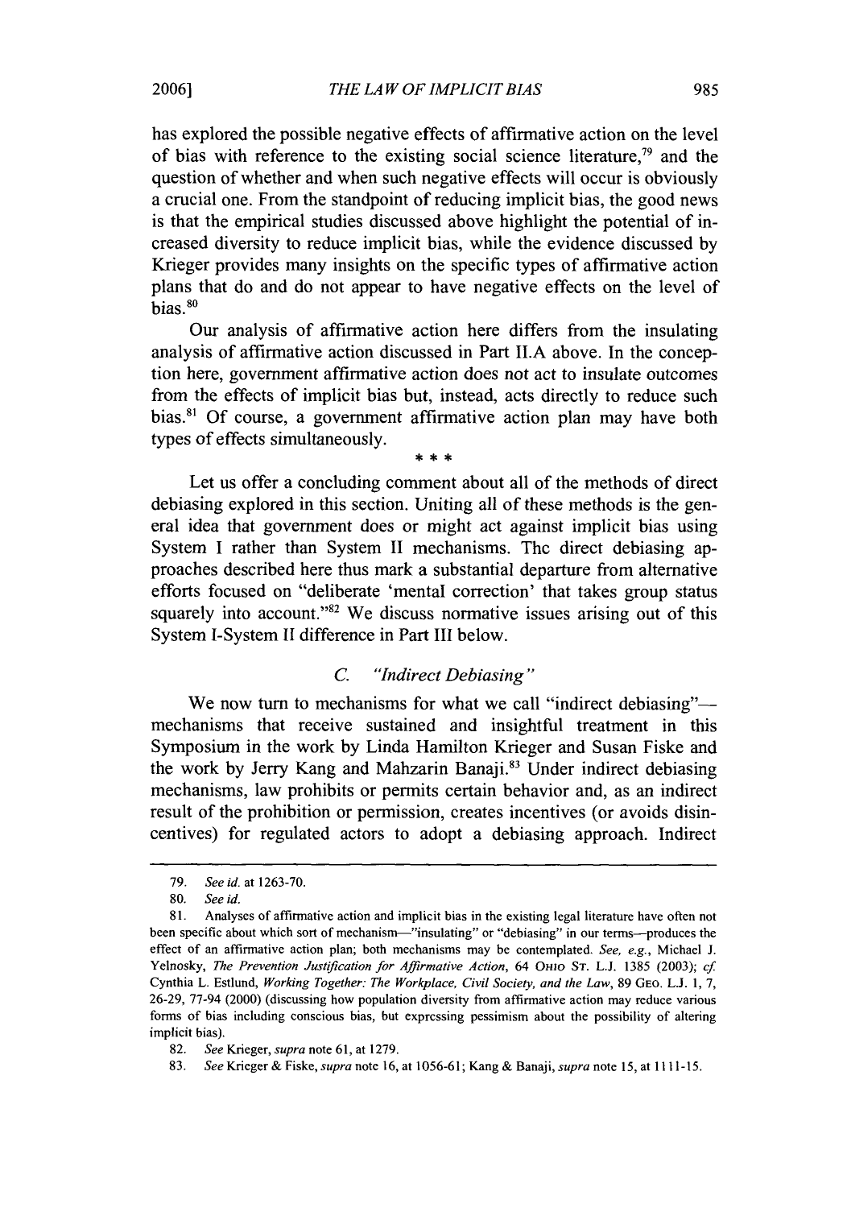has explored the possible negative effects of affirmative action on the level of bias with reference to the existing social science literature,[79] and the question of whether and when such negative effects will occur is obviously a crucial one. From the standpoint of reducing implicit bias, the good news is that the empirical studies discussed above highlight the potential of increased diversity to reduce implicit bias, while the evidence discussed by Krieger provides many insights on the specific types of affirmative action plans that do and do not appear to have negative effects on the level of bias.[80]

Our analysis of affirmative action here differs from the insulating analysis of affirmative action discussed in Part II.A above. In the conception here, government affirmative action does not act to insulate outcomes from the effects of implicit bias but, instead, acts directly to reduce such bias.[81] Of course, a government affirmative action plan may have both types of effects simultaneously.

\* \* \*

Let us offer a concluding comment about all of the methods of direct debiasing explored in this section. Uniting all of these methods is the general idea that government does or might act against implicit bias using System I rather than System II mechanisms. The direct debiasing approaches described here thus mark a substantial departure from alternative efforts focused on "deliberate 'mental correction' that takes group status squarely into account."[82] We discuss normative issues arising out of this System I-System II difference in Part III below.

### C. *"Indirect Debiasing"*

We now turn to mechanisms for what we call "indirect debiasing"—mechanisms that receive sustained and insightful treatment in this Symposium in the work by Linda Hamilton Krieger and Susan Fiske and the work by Jerry Kang and Mahzarin Banaji.[83] Under indirect debiasing mechanisms, law prohibits or permits certain behavior and, as an indirect result of the prohibition or permission, creates incentives (or avoids disincentives) for regulated actors to adopt a debiasing approach. Indirect

---

79. *See id.* at 1263-70.

80. *See id.*

81. Analyses of affirmative action and implicit bias in the existing legal literature have often not been specific about which sort of mechanism—"insulating" or "debiasing" in our terms—produces the effect of an affirmative action plan; both mechanisms may be contemplated. *See, e.g.*, Michael J. Yelnosky, *The Prevention Justification for Affirmative Action*, 64 OHIO ST. L.J. 1385 (2003); *cf.* Cynthia L. Estlund, *Working Together: The Workplace, Civil Society, and the Law*, 89 GEO. L.J. 1, 7, 26-29, 77-94 (2000) (discussing how population diversity from affirmative action may reduce various forms of bias including conscious bias, but expressing pessimism about the possibility of altering implicit bias).

82. *See* Krieger, *supra* note 61, at 1279.

83. *See* Krieger & Fiske, *supra* note 16, at 1056-61; Kang & Banaji, *supra* note 15, at 1111-15.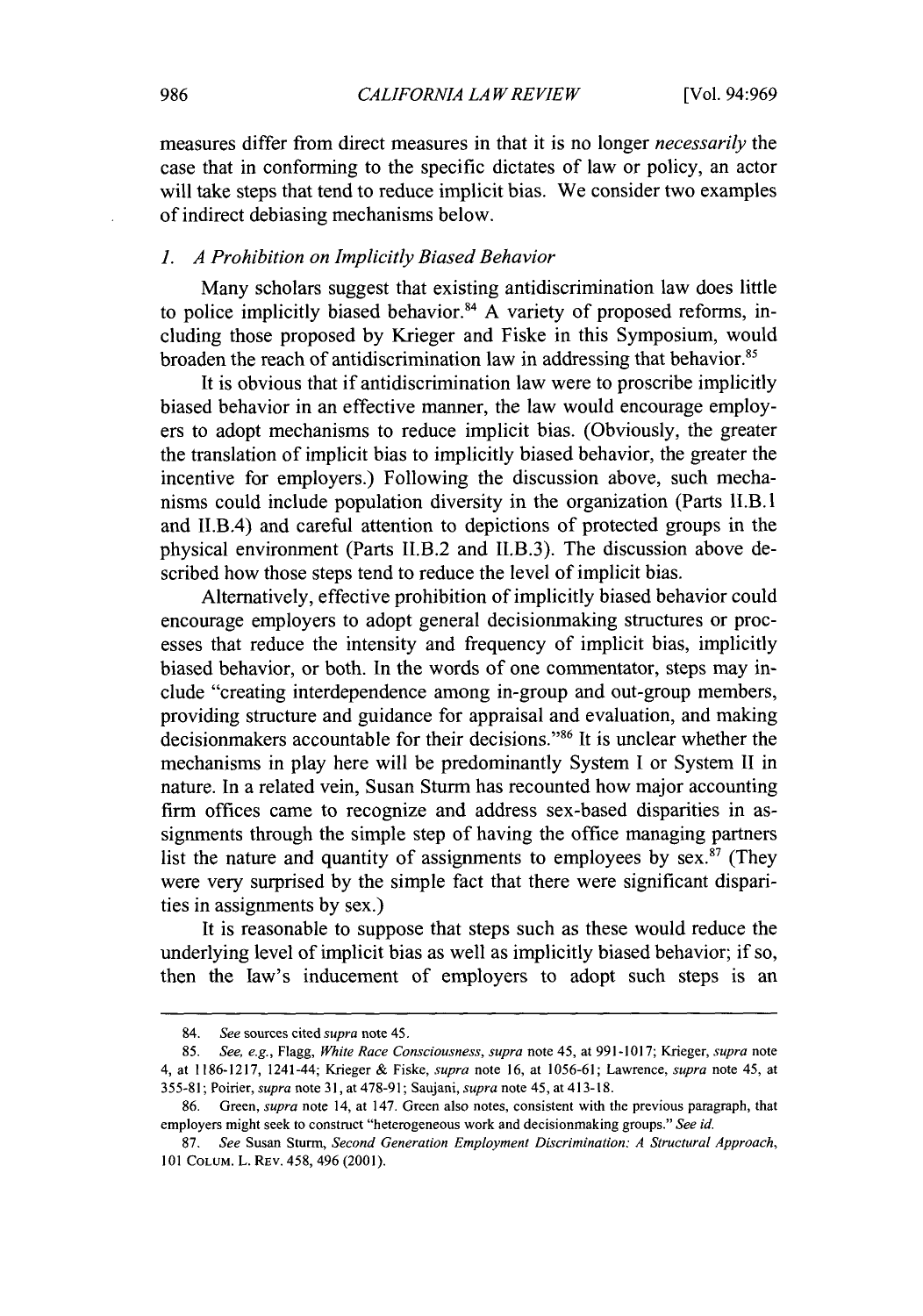measures differ from direct measures in that it is no longer *necessarily* the case that in conforming to the specific dictates of law or policy, an actor will take steps that tend to reduce implicit bias. We consider two examples of indirect debiasing mechanisms below.

### *1. A Prohibition on Implicitly Biased Behavior*

Many scholars suggest that existing antidiscrimination law does little to police implicitly biased behavior.[84] A variety of proposed reforms, including those proposed by Krieger and Fiske in this Symposium, would broaden the reach of antidiscrimination law in addressing that behavior.[85]

It is obvious that if antidiscrimination law were to proscribe implicitly biased behavior in an effective manner, the law would encourage employers to adopt mechanisms to reduce implicit bias. (Obviously, the greater the translation of implicit bias to implicitly biased behavior, the greater the incentive for employers.) Following the discussion above, such mechanisms could include population diversity in the organization (Parts II.B.1 and II.B.4) and careful attention to depictions of protected groups in the physical environment (Parts II.B.2 and II.B.3). The discussion above described how those steps tend to reduce the level of implicit bias.

Alternatively, effective prohibition of implicitly biased behavior could encourage employers to adopt general decisionmaking structures or processes that reduce the intensity and frequency of implicit bias, implicitly biased behavior, or both. In the words of one commentator, steps may include "creating interdependence among in-group and out-group members, providing structure and guidance for appraisal and evaluation, and making decisionmakers accountable for their decisions."[86] It is unclear whether the mechanisms in play here will be predominantly System I or System II in nature. In a related vein, Susan Sturm has recounted how major accounting firm offices came to recognize and address sex-based disparities in assignments through the simple step of having the office managing partners list the nature and quantity of assignments to employees by sex.[87] (They were very surprised by the simple fact that there were significant disparities in assignments by sex.)

It is reasonable to suppose that steps such as these would reduce the underlying level of implicit bias as well as implicitly biased behavior; if so, then the law's inducement of employers to adopt such steps is an

---

84. *See* sources cited *supra* note 45.

85. *See, e.g.*, Flagg, *White Race Consciousness*, *supra* note 45, at 991-1017; Krieger, *supra* note 4, at 1186-1217, 1241-44; Krieger & Fiske, *supra* note 16, at 1056-61; Lawrence, *supra* note 45, at 355-81; Poirier, *supra* note 31, at 478-91; Saujani, *supra* note 45, at 413-18.

86. Green, *supra* note 14, at 147. Green also notes, consistent with the previous paragraph, that employers might seek to construct "heterogeneous work and decisionmaking groups." *See id.*

87. *See* Susan Sturm, *Second Generation Employment Discrimination: A Structural Approach*, 101 COLUM. L. REV. 458, 496 (2001).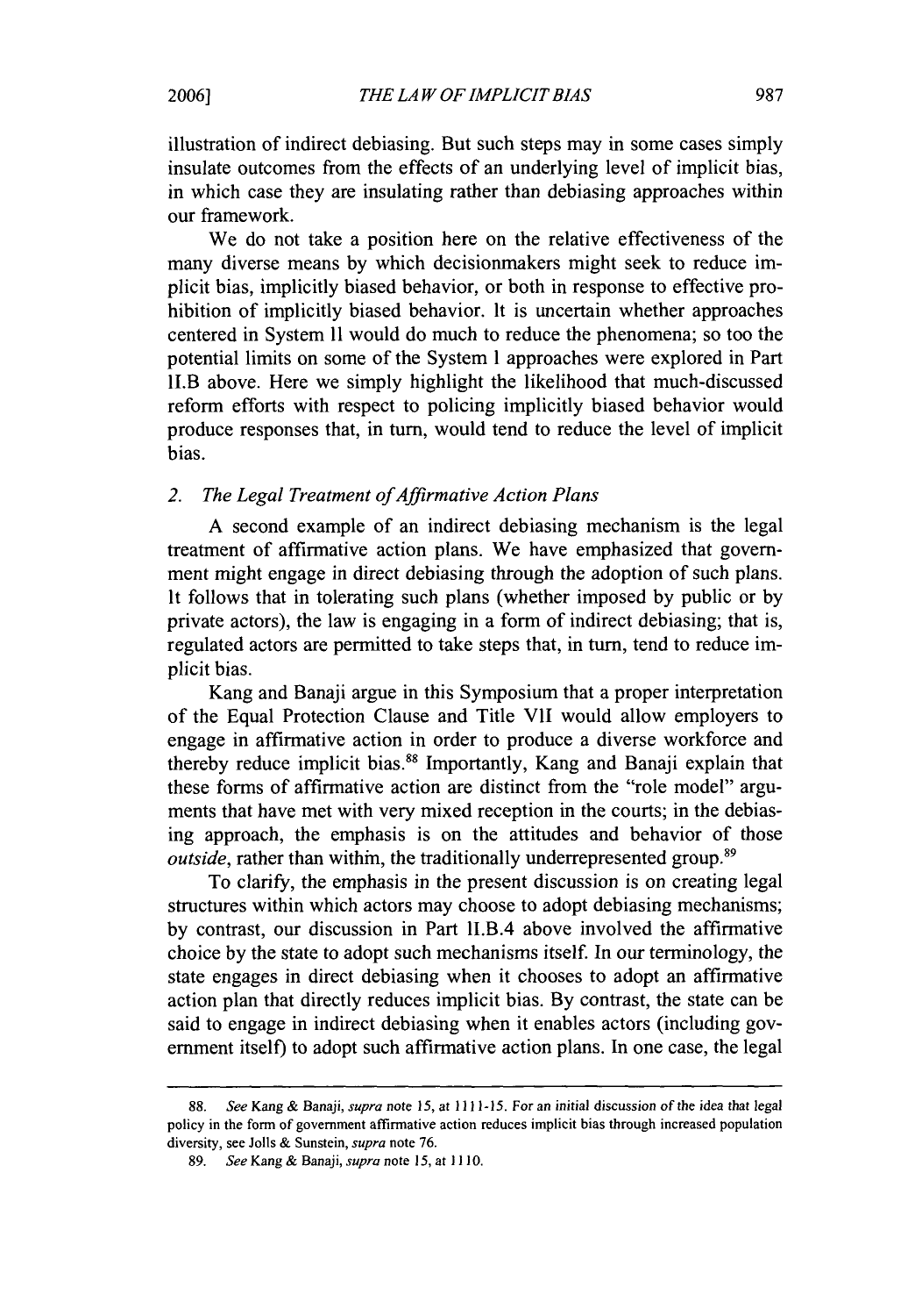illustration of indirect debiasing. But such steps may in some cases simply insulate outcomes from the effects of an underlying level of implicit bias, in which case they are insulating rather than debiasing approaches within our framework.

We do not take a position here on the relative effectiveness of the many diverse means by which decisionmakers might seek to reduce implicit bias, implicitly biased behavior, or both in response to effective prohibition of implicitly biased behavior. It is uncertain whether approaches centered in System II would do much to reduce the phenomena; so too the potential limits on some of the System I approaches were explored in Part II.B above. Here we simply highlight the likelihood that much-discussed reform efforts with respect to policing implicitly biased behavior would produce responses that, in turn, would tend to reduce the level of implicit bias.

### 2. *The Legal Treatment of Affirmative Action Plans*

A second example of an indirect debiasing mechanism is the legal treatment of affirmative action plans. We have emphasized that government might engage in direct debiasing through the adoption of such plans. It follows that in tolerating such plans (whether imposed by public or by private actors), the law is engaging in a form of indirect debiasing; that is, regulated actors are permitted to take steps that, in turn, tend to reduce implicit bias.

Kang and Banaji argue in this Symposium that a proper interpretation of the Equal Protection Clause and Title VII would allow employers to engage in affirmative action in order to produce a diverse workforce and thereby reduce implicit bias.[88] Importantly, Kang and Banaji explain that these forms of affirmative action are distinct from the "role model" arguments that have met with very mixed reception in the courts; in the debiasing approach, the emphasis is on the attitudes and behavior of those *outside*, rather than within, the traditionally underrepresented group.[89]

To clarify, the emphasis in the present discussion is on creating legal structures within which actors may choose to adopt debiasing mechanisms; by contrast, our discussion in Part II.B.4 above involved the affirmative choice by the state to adopt such mechanisms itself. In our terminology, the state engages in direct debiasing when it chooses to adopt an affirmative action plan that directly reduces implicit bias. By contrast, the state can be said to engage in indirect debiasing when it enables actors (including government itself) to adopt such affirmative action plans. In one case, the legal

---

88. *See* Kang & Banaji, *supra* note 15, at 1111-15. For an initial discussion of the idea that legal policy in the form of government affirmative action reduces implicit bias through increased population diversity, see Jolls & Sunstein, *supra* note 76.

89. *See* Kang & Banaji, *supra* note 15, at 1110.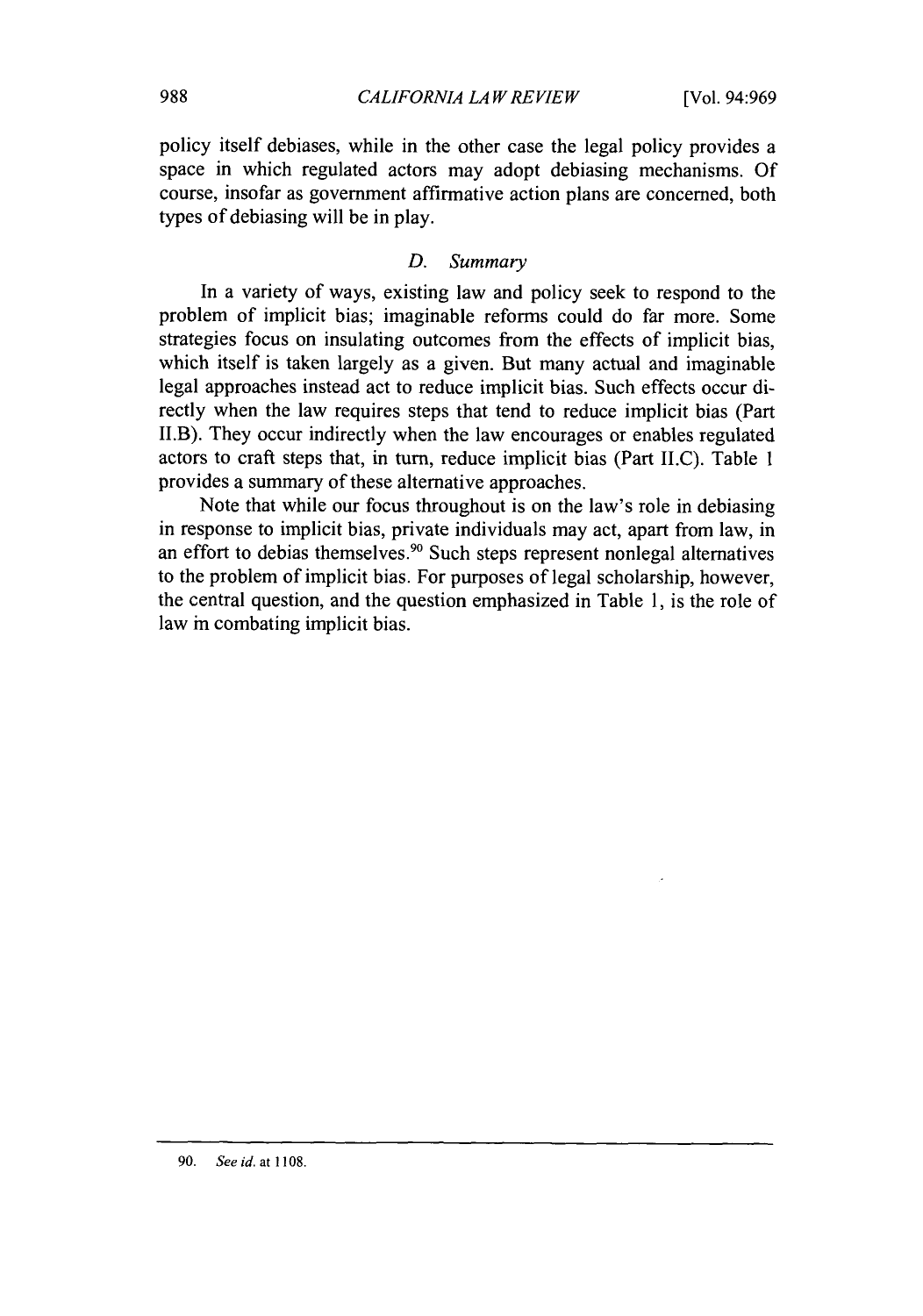policy itself debiases, while in the other case the legal policy provides a space in which regulated actors may adopt debiasing mechanisms. Of course, insofar as government affirmative action plans are concerned, both types of debiasing will be in play.

### *D. Summary*

In a variety of ways, existing law and policy seek to respond to the problem of implicit bias; imaginable reforms could do far more. Some strategies focus on insulating outcomes from the effects of implicit bias, which itself is taken largely as a given. But many actual and imaginable legal approaches instead act to reduce implicit bias. Such effects occur directly when the law requires steps that tend to reduce implicit bias (Part II.B). They occur indirectly when the law encourages or enables regulated actors to craft steps that, in turn, reduce implicit bias (Part II.C). Table 1 provides a summary of these alternative approaches.

Note that while our focus throughout is on the law's role in debiasing in response to implicit bias, private individuals may act, apart from law, in an effort to debias themselves.[90] Such steps represent nonlegal alternatives to the problem of implicit bias. For purposes of legal scholarship, however, the central question, and the question emphasized in Table 1, is the role of law in combating implicit bias.

---

90. *See id.* at 1108.